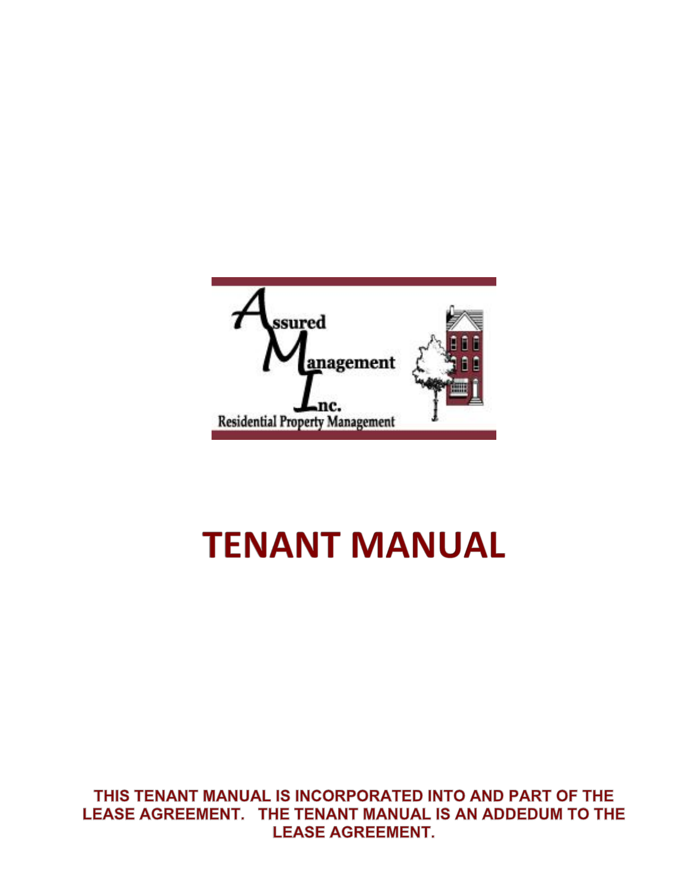Assured Management Inc.

Residential Property Management

# TENANT MANUAL

**THIS TENANT MANUAL IS INCORPORATED INTO AND PART OF THE LEASE AGREEMENT. THE TENANT MANUAL IS AN ADDEDUM TO THE LEASE AGREEMENT.**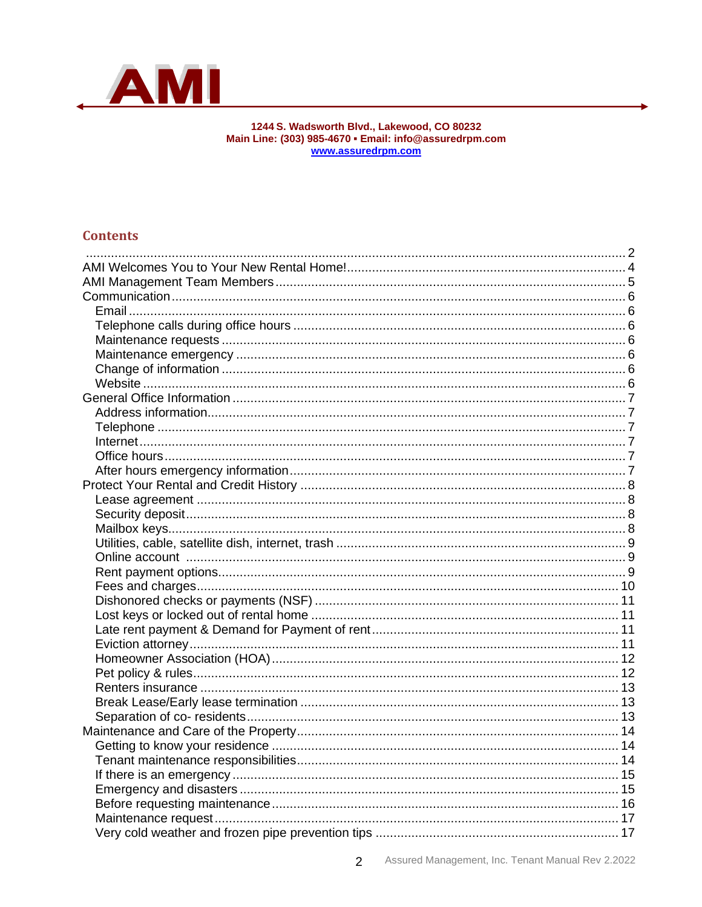**AMI**

**1244 S. Wadsworth Blvd., Lakewood, CO 80232**
**Main Line: (303) 985-4670 ▪ Email: info@assuredrpm.com**
**www.assuredrpm.com**

## Contents

- ........ 2
- AMI Welcomes You to Your New Rental Home! ........ 4
- AMI Management Team Members ........ 5
- Communication ........ 6
  - Email ........ 6
  - Telephone calls during office hours ........ 6
  - Maintenance requests ........ 6
  - Maintenance emergency ........ 6
  - Change of information ........ 6
  - Website ........ 6
- General Office Information ........ 7
  - Address information ........ 7
  - Telephone ........ 7
  - Internet ........ 7
  - Office hours ........ 7
  - After hours emergency information ........ 7
- Protect Your Rental and Credit History ........ 8
  - Lease agreement ........ 8
  - Security deposit ........ 8
  - Mailbox keys ........ 8
  - Utilities, cable, satellite dish, internet, trash ........ 9
  - Online account ........ 9
  - Rent payment options ........ 9
  - Fees and charges ........ 10
  - Dishonored checks or payments (NSF) ........ 11
  - Lost keys or locked out of rental home ........ 11
  - Late rent payment & Demand for Payment of rent ........ 11
  - Eviction attorney ........ 11
  - Homeowner Association (HOA) ........ 12
  - Pet policy & rules ........ 12
  - Renters insurance ........ 13
  - Break Lease/Early lease termination ........ 13
  - Separation of co- residents ........ 13
- Maintenance and Care of the Property ........ 14
  - Getting to know your residence ........ 14
  - Tenant maintenance responsibilities ........ 14
  - If there is an emergency ........ 15
  - Emergency and disasters ........ 15
  - Before requesting maintenance ........ 16
  - Maintenance request ........ 17
  - Very cold weather and frozen pipe prevention tips ........ 17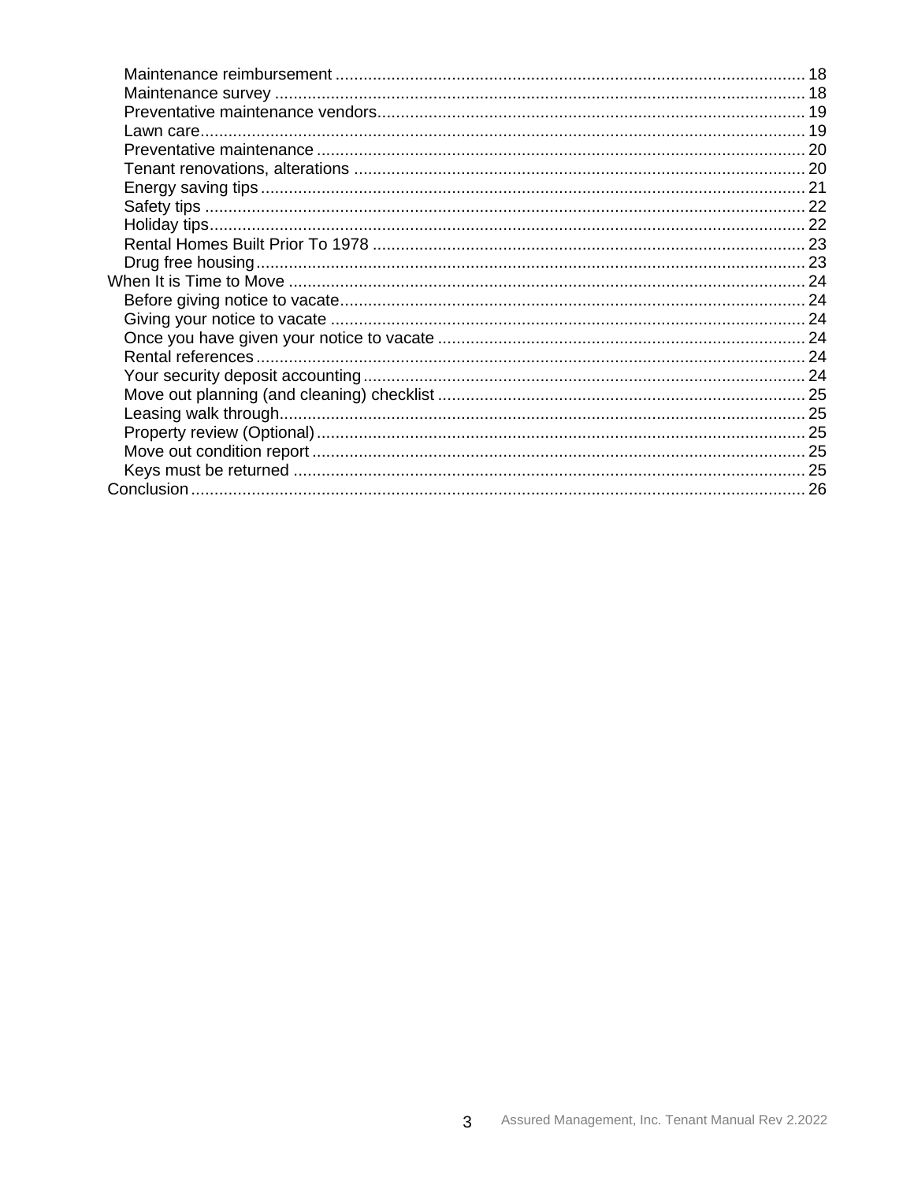- Maintenance reimbursement ..... 18
- Maintenance survey ..... 18
- Preventative maintenance vendors ..... 19
- Lawn care ..... 19
- Preventative maintenance ..... 20
- Tenant renovations, alterations ..... 20
- Energy saving tips ..... 21
- Safety tips ..... 22
- Holiday tips ..... 22
- Rental Homes Built Prior To 1978 ..... 23
- Drug free housing ..... 23

When It is Time to Move ..... 24

- Before giving notice to vacate ..... 24
- Giving your notice to vacate ..... 24
- Once you have given your notice to vacate ..... 24
- Rental references ..... 24
- Your security deposit accounting ..... 24
- Move out planning (and cleaning) checklist ..... 25
- Leasing walk through ..... 25
- Property review (Optional) ..... 25
- Move out condition report ..... 25
- Keys must be returned ..... 25

Conclusion ..... 26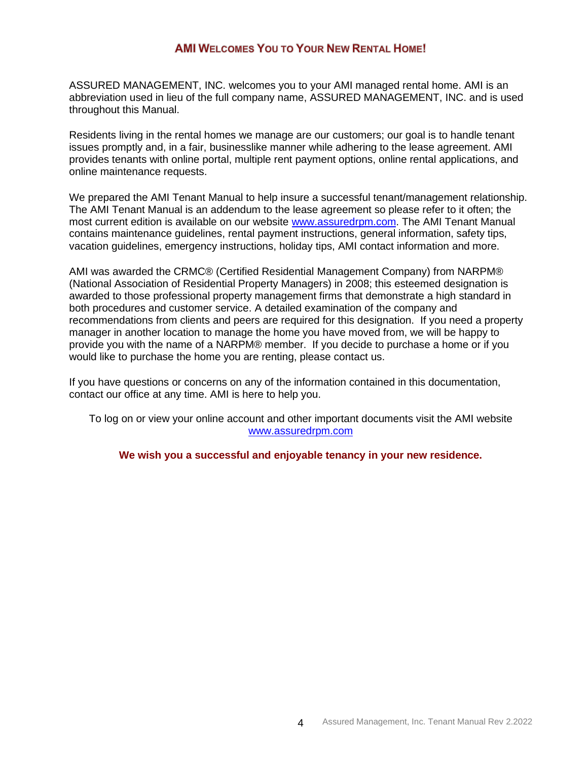# AMI Welcomes You to Your New Rental Home!

ASSURED MANAGEMENT, INC. welcomes you to your AMI managed rental home. AMI is an abbreviation used in lieu of the full company name, ASSURED MANAGEMENT, INC. and is used throughout this Manual.

Residents living in the rental homes we manage are our customers; our goal is to handle tenant issues promptly and, in a fair, businesslike manner while adhering to the lease agreement. AMI provides tenants with online portal, multiple rent payment options, online rental applications, and online maintenance requests.

We prepared the AMI Tenant Manual to help insure a successful tenant/management relationship. The AMI Tenant Manual is an addendum to the lease agreement so please refer to it often; the most current edition is available on our website www.assuredrpm.com. The AMI Tenant Manual contains maintenance guidelines, rental payment instructions, general information, safety tips, vacation guidelines, emergency instructions, holiday tips, AMI contact information and more.

AMI was awarded the CRMC® (Certified Residential Management Company) from NARPM® (National Association of Residential Property Managers) in 2008; this esteemed designation is awarded to those professional property management firms that demonstrate a high standard in both procedures and customer service. A detailed examination of the company and recommendations from clients and peers are required for this designation. If you need a property manager in another location to manage the home you have moved from, we will be happy to provide you with the name of a NARPM® member. If you decide to purchase a home or if you would like to purchase the home you are renting, please contact us.

If you have questions or concerns on any of the information contained in this documentation, contact our office at any time. AMI is here to help you.

To log on or view your online account and other important documents visit the AMI website www.assuredrpm.com

**We wish you a successful and enjoyable tenancy in your new residence.**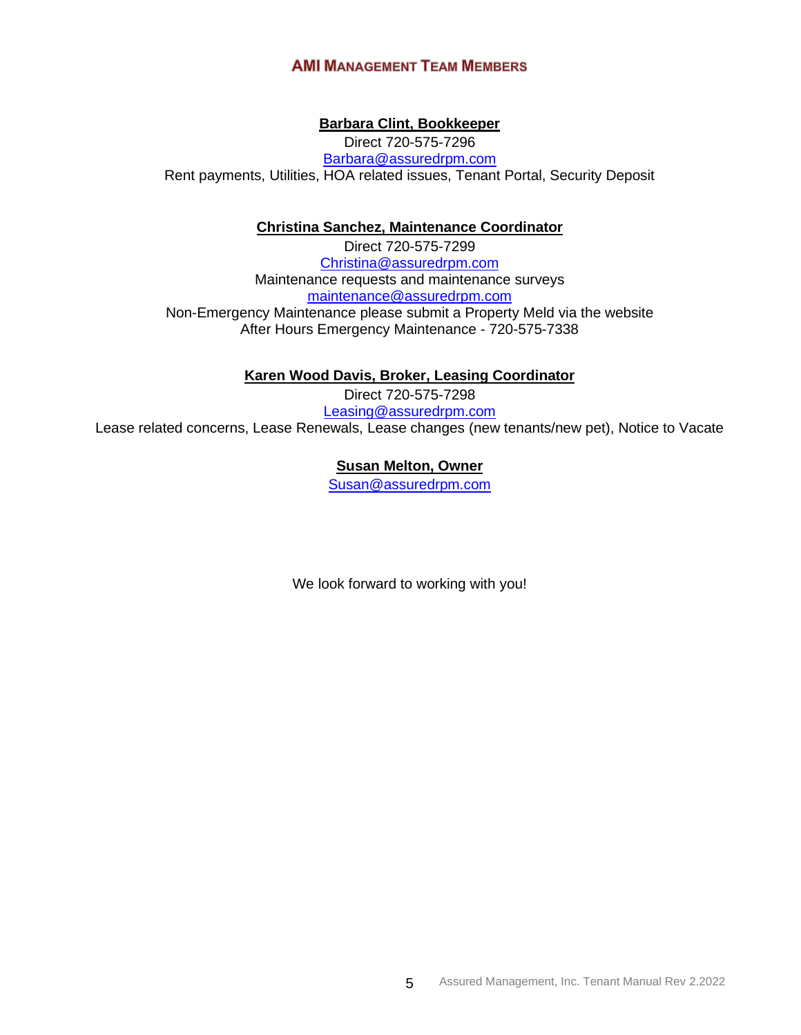## AMI Management Team Members

**Barbara Clint, Bookkeeper**
Direct 720-575-7296
Barbara@assuredrpm.com
Rent payments, Utilities, HOA related issues, Tenant Portal, Security Deposit

**Christina Sanchez, Maintenance Coordinator**
Direct 720-575-7299
Christina@assuredrpm.com
Maintenance requests and maintenance surveys
maintenance@assuredrpm.com
Non-Emergency Maintenance please submit a Property Meld via the website
After Hours Emergency Maintenance - 720-575-7338

**Karen Wood Davis, Broker, Leasing Coordinator**
Direct 720-575-7298
Leasing@assuredrpm.com
Lease related concerns, Lease Renewals, Lease changes (new tenants/new pet), Notice to Vacate

**Susan Melton, Owner**
Susan@assuredrpm.com

We look forward to working with you!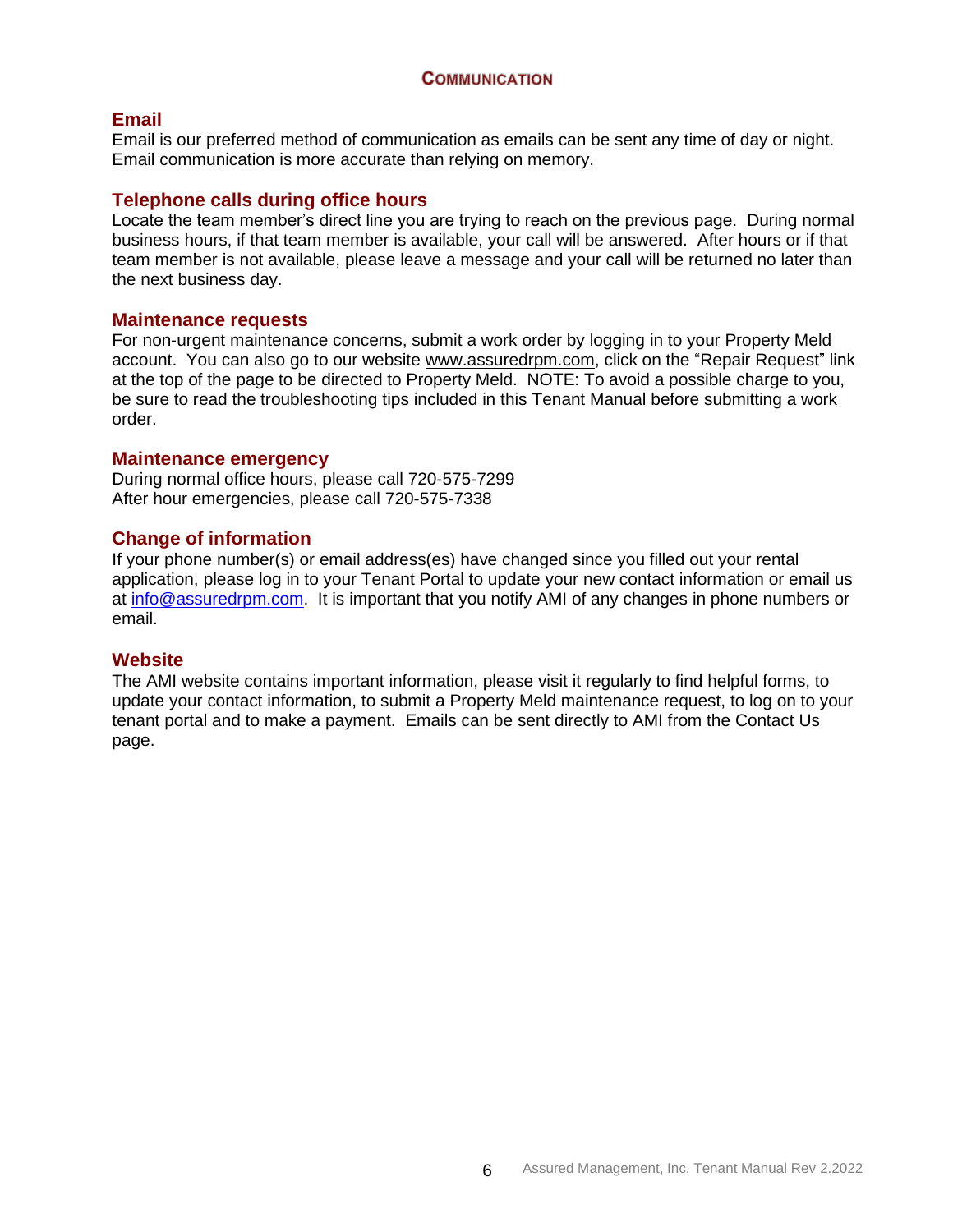# COMMUNICATION

## Email

Email is our preferred method of communication as emails can be sent any time of day or night. Email communication is more accurate than relying on memory.

## Telephone calls during office hours

Locate the team member's direct line you are trying to reach on the previous page. During normal business hours, if that team member is available, your call will be answered. After hours or if that team member is not available, please leave a message and your call will be returned no later than the next business day.

## Maintenance requests

For non-urgent maintenance concerns, submit a work order by logging in to your Property Meld account. You can also go to our website www.assuredrpm.com, click on the "Repair Request" link at the top of the page to be directed to Property Meld. NOTE: To avoid a possible charge to you, be sure to read the troubleshooting tips included in this Tenant Manual before submitting a work order.

## Maintenance emergency

During normal office hours, please call 720-575-7299
After hour emergencies, please call 720-575-7338

## Change of information

If your phone number(s) or email address(es) have changed since you filled out your rental application, please log in to your Tenant Portal to update your new contact information or email us at info@assuredrpm.com. It is important that you notify AMI of any changes in phone numbers or email.

## Website

The AMI website contains important information, please visit it regularly to find helpful forms, to update your contact information, to submit a Property Meld maintenance request, to log on to your tenant portal and to make a payment. Emails can be sent directly to AMI from the Contact Us page.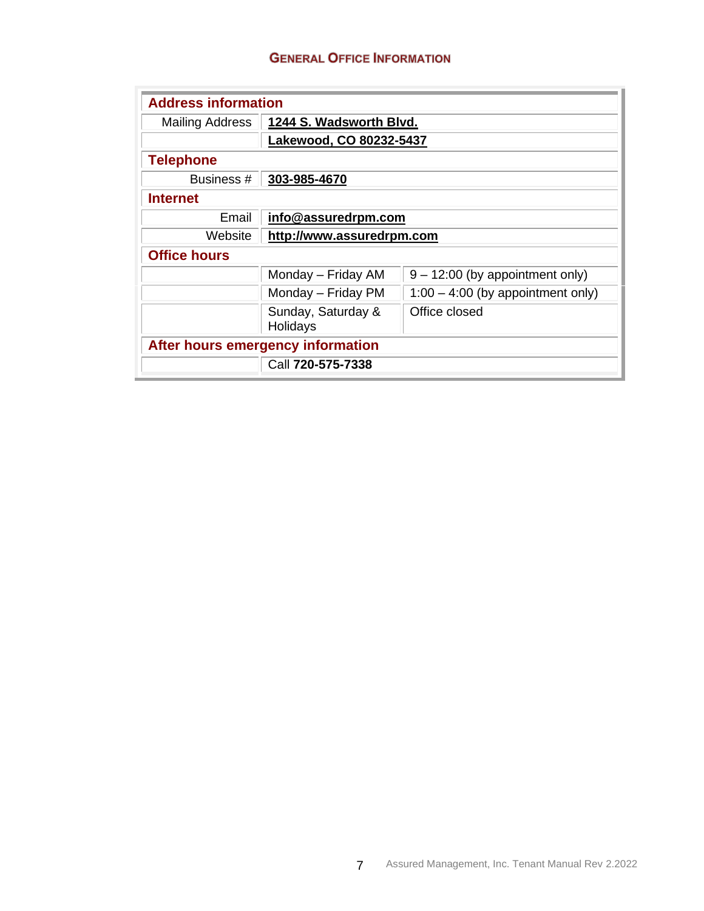## General Office Information

| Address information | | |
|---|---|---|
| Mailing Address | **1244 S. Wadsworth Blvd.** | |
| | **Lakewood, CO 80232-5437** | |
| **Telephone** | | |
| Business # | **303-985-4670** | |
| **Internet** | | |
| Email | **info@assuredrpm.com** | |
| Website | **http://www.assuredrpm.com** | |
| **Office hours** | | |
| | Monday – Friday AM | 9 – 12:00 (by appointment only) |
| | Monday – Friday PM | 1:00 – 4:00 (by appointment only) |
| | Sunday, Saturday & Holidays | Office closed |
| **After hours emergency information** | | |
| | Call **720-575-7338** | |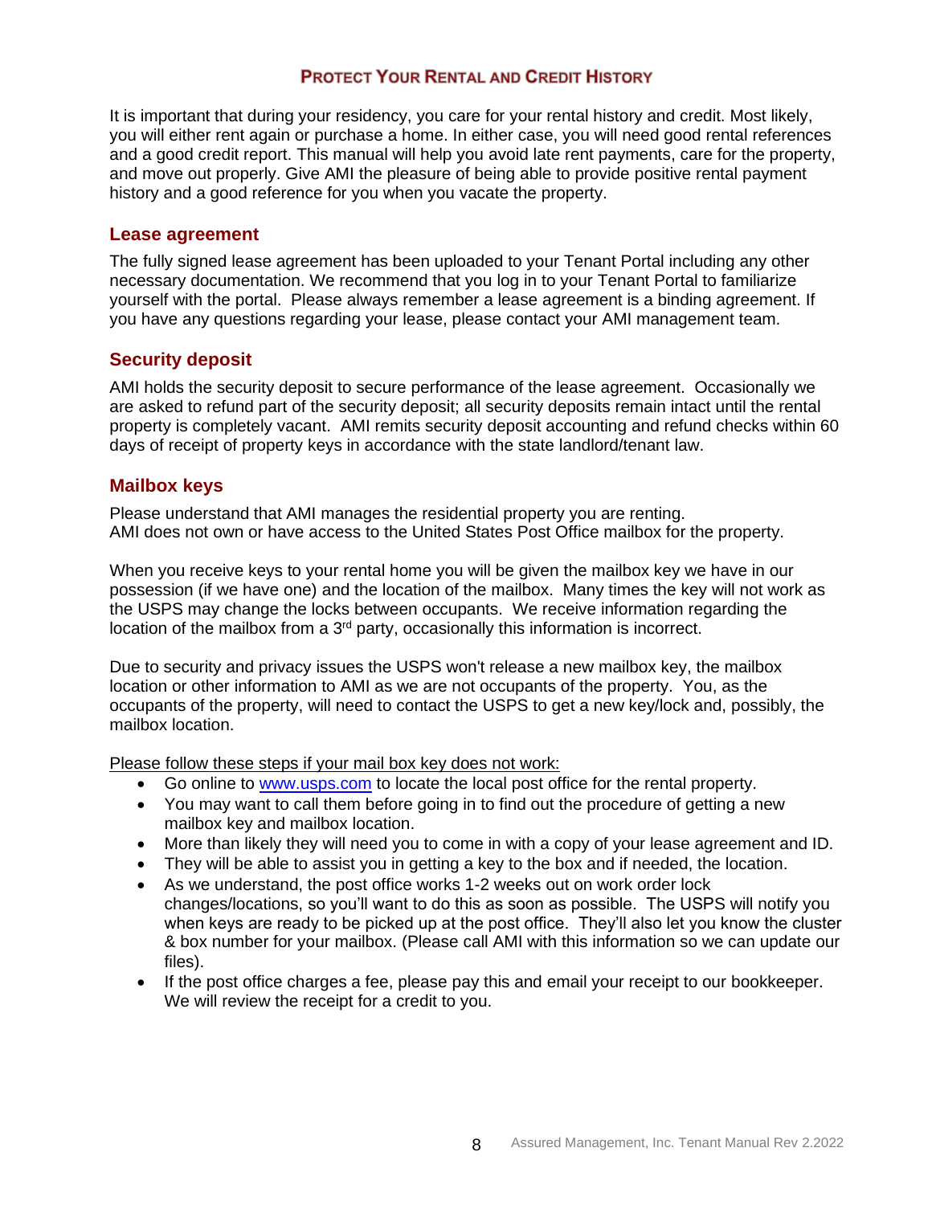## PROTECT YOUR RENTAL AND CREDIT HISTORY

It is important that during your residency, you care for your rental history and credit. Most likely, you will either rent again or purchase a home. In either case, you will need good rental references and a good credit report. This manual will help you avoid late rent payments, care for the property, and move out properly. Give AMI the pleasure of being able to provide positive rental payment history and a good reference for you when you vacate the property.

### Lease agreement

The fully signed lease agreement has been uploaded to your Tenant Portal including any other necessary documentation. We recommend that you log in to your Tenant Portal to familiarize yourself with the portal. Please always remember a lease agreement is a binding agreement. If you have any questions regarding your lease, please contact your AMI management team.

### Security deposit

AMI holds the security deposit to secure performance of the lease agreement. Occasionally we are asked to refund part of the security deposit; all security deposits remain intact until the rental property is completely vacant. AMI remits security deposit accounting and refund checks within 60 days of receipt of property keys in accordance with the state landlord/tenant law.

### Mailbox keys

Please understand that AMI manages the residential property you are renting.
AMI does not own or have access to the United States Post Office mailbox for the property.

When you receive keys to your rental home you will be given the mailbox key we have in our possession (if we have one) and the location of the mailbox. Many times the key will not work as the USPS may change the locks between occupants. We receive information regarding the location of the mailbox from a 3rd party, occasionally this information is incorrect.

Due to security and privacy issues the USPS won't release a new mailbox key, the mailbox location or other information to AMI as we are not occupants of the property. You, as the occupants of the property, will need to contact the USPS to get a new key/lock and, possibly, the mailbox location.

<u>Please follow these steps if your mail box key does not work:</u>

- Go online to [www.usps.com](http://www.usps.com) to locate the local post office for the rental property.
- You may want to call them before going in to find out the procedure of getting a new mailbox key and mailbox location.
- More than likely they will need you to come in with a copy of your lease agreement and ID.
- They will be able to assist you in getting a key to the box and if needed, the location.
- As we understand, the post office works 1-2 weeks out on work order lock changes/locations, so you'll want to do this as soon as possible. The USPS will notify you when keys are ready to be picked up at the post office. They'll also let you know the cluster & box number for your mailbox. (Please call AMI with this information so we can update our files).
- If the post office charges a fee, please pay this and email your receipt to our bookkeeper. We will review the receipt for a credit to you.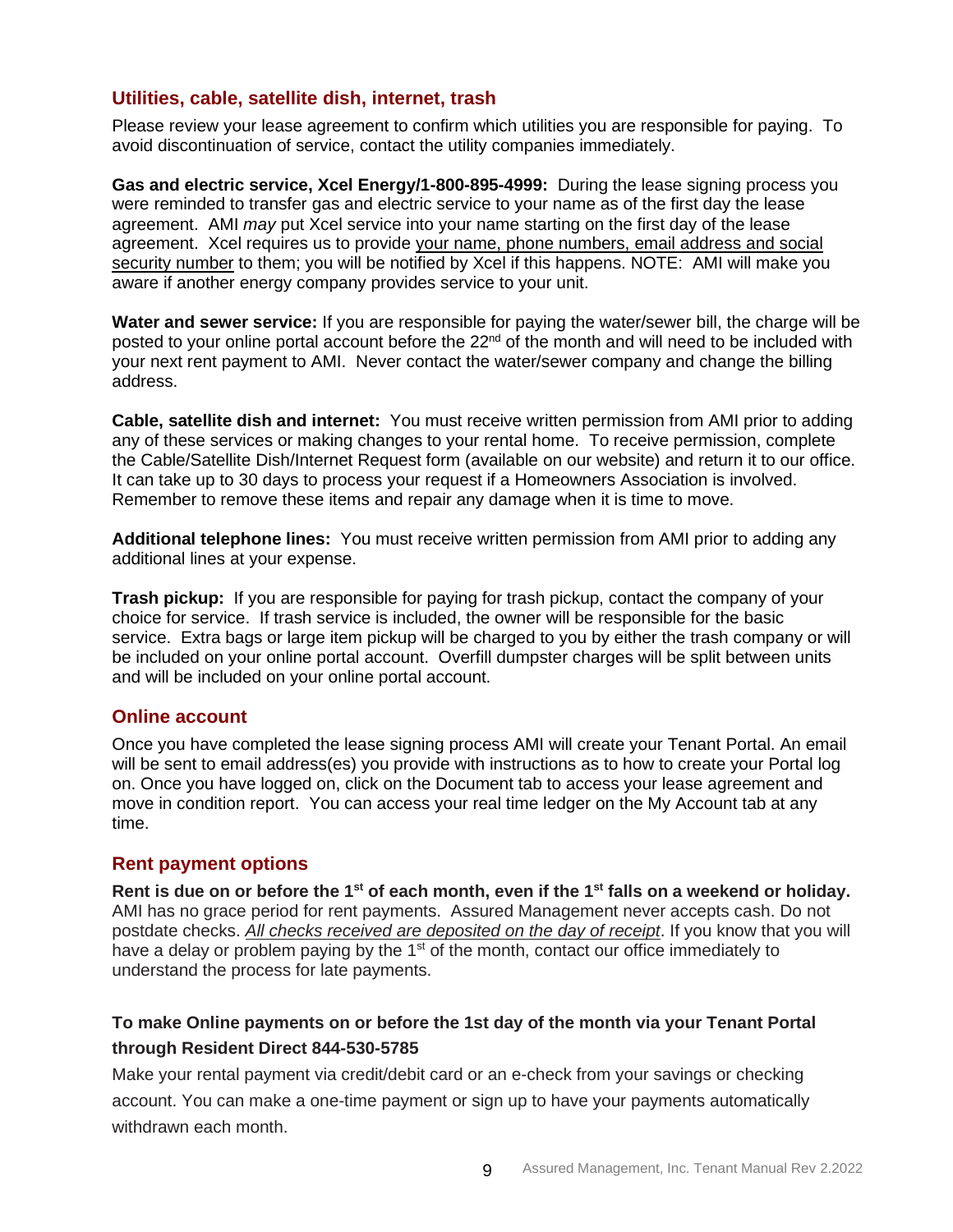## Utilities, cable, satellite dish, internet, trash

Please review your lease agreement to confirm which utilities you are responsible for paying. To avoid discontinuation of service, contact the utility companies immediately.

**Gas and electric service, Xcel Energy/1-800-895-4999:** During the lease signing process you were reminded to transfer gas and electric service to your name as of the first day the lease agreement. AMI *may* put Xcel service into your name starting on the first day of the lease agreement. Xcel requires us to provide your name, phone numbers, email address and social security number to them; you will be notified by Xcel if this happens. NOTE: AMI will make you aware if another energy company provides service to your unit.

**Water and sewer service:** If you are responsible for paying the water/sewer bill, the charge will be posted to your online portal account before the 22nd of the month and will need to be included with your next rent payment to AMI. Never contact the water/sewer company and change the billing address.

**Cable, satellite dish and internet:** You must receive written permission from AMI prior to adding any of these services or making changes to your rental home. To receive permission, complete the Cable/Satellite Dish/Internet Request form (available on our website) and return it to our office. It can take up to 30 days to process your request if a Homeowners Association is involved. Remember to remove these items and repair any damage when it is time to move.

**Additional telephone lines:** You must receive written permission from AMI prior to adding any additional lines at your expense.

**Trash pickup:** If you are responsible for paying for trash pickup, contact the company of your choice for service. If trash service is included, the owner will be responsible for the basic service. Extra bags or large item pickup will be charged to you by either the trash company or will be included on your online portal account. Overfill dumpster charges will be split between units and will be included on your online portal account.

## Online account

Once you have completed the lease signing process AMI will create your Tenant Portal. An email will be sent to email address(es) you provide with instructions as to how to create your Portal log on. Once you have logged on, click on the Document tab to access your lease agreement and move in condition report. You can access your real time ledger on the My Account tab at any time.

## Rent payment options

**Rent is due on or before the 1st of each month, even if the 1st falls on a weekend or holiday.** AMI has no grace period for rent payments. Assured Management never accepts cash. Do not postdate checks. *All checks received are deposited on the day of receipt*. If you know that you will have a delay or problem paying by the 1st of the month, contact our office immediately to understand the process for late payments.

### To make Online payments on or before the 1st day of the month via your Tenant Portal through Resident Direct 844-530-5785

Make your rental payment via credit/debit card or an e-check from your savings or checking account. You can make a one-time payment or sign up to have your payments automatically withdrawn each month.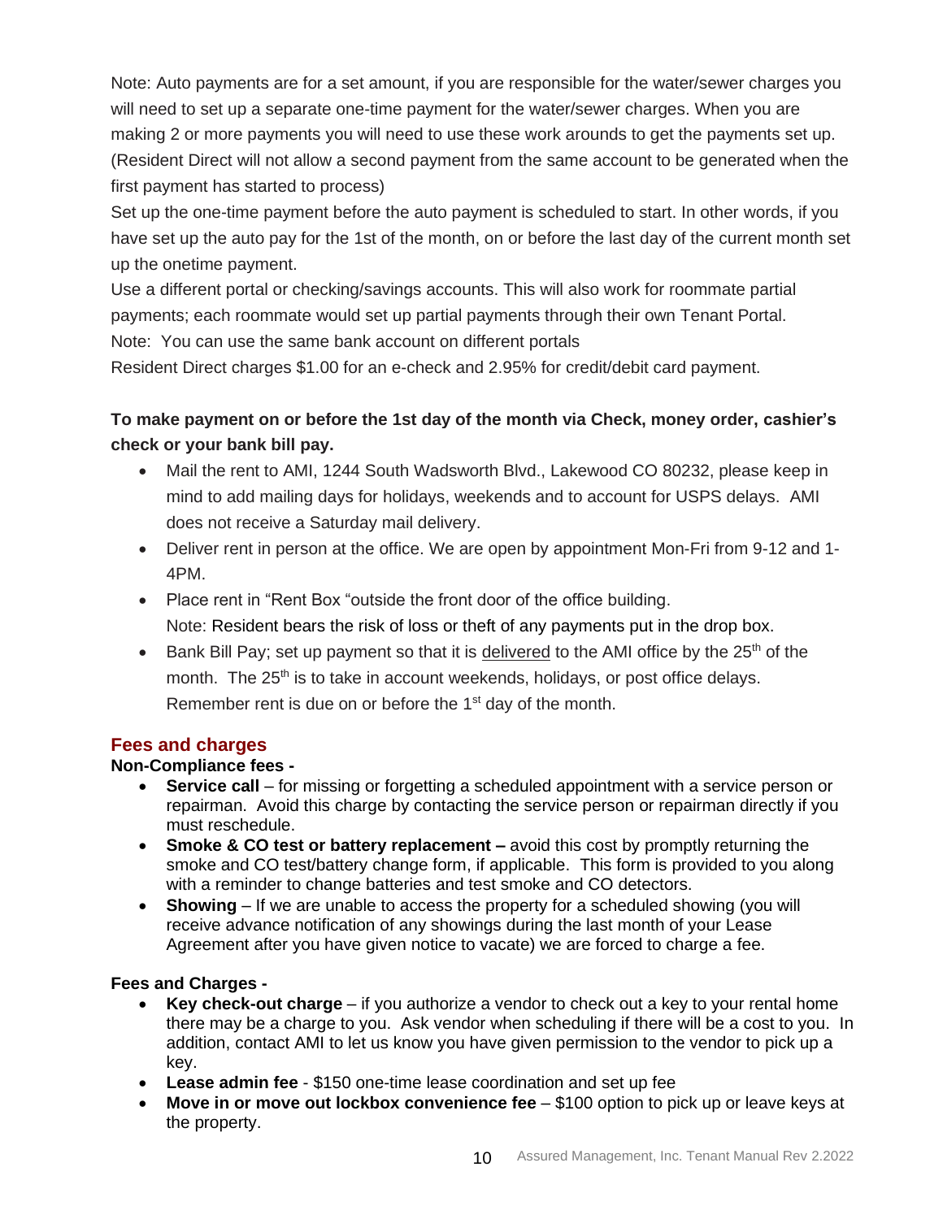Note: Auto payments are for a set amount, if you are responsible for the water/sewer charges you will need to set up a separate one-time payment for the water/sewer charges. When you are making 2 or more payments you will need to use these work arounds to get the payments set up. (Resident Direct will not allow a second payment from the same account to be generated when the first payment has started to process)

Set up the one-time payment before the auto payment is scheduled to start. In other words, if you have set up the auto pay for the 1st of the month, on or before the last day of the current month set up the onetime payment.

Use a different portal or checking/savings accounts. This will also work for roommate partial payments; each roommate would set up partial payments through their own Tenant Portal.

Note: You can use the same bank account on different portals

Resident Direct charges $1.00 for an e-check and 2.95% for credit/debit card payment.

**To make payment on or before the 1st day of the month via Check, money order, cashier's check or your bank bill pay.**

- Mail the rent to AMI, 1244 South Wadsworth Blvd., Lakewood CO 80232, please keep in mind to add mailing days for holidays, weekends and to account for USPS delays. AMI does not receive a Saturday mail delivery.
- Deliver rent in person at the office. We are open by appointment Mon-Fri from 9-12 and 1-4PM.
- Place rent in "Rent Box "outside the front door of the office building.
  Note: Resident bears the risk of loss or theft of any payments put in the drop box.
- Bank Bill Pay; set up payment so that it is delivered to the AMI office by the 25th of the month. The 25th is to take in account weekends, holidays, or post office delays. Remember rent is due on or before the 1st day of the month.

## Fees and charges

**Non-Compliance fees -**

- **Service call** – for missing or forgetting a scheduled appointment with a service person or repairman. Avoid this charge by contacting the service person or repairman directly if you must reschedule.
- **Smoke & CO test or battery replacement –** avoid this cost by promptly returning the smoke and CO test/battery change form, if applicable. This form is provided to you along with a reminder to change batteries and test smoke and CO detectors.
- **Showing** – If we are unable to access the property for a scheduled showing (you will receive advance notification of any showings during the last month of your Lease Agreement after you have given notice to vacate) we are forced to charge a fee.

**Fees and Charges -**

- **Key check-out charge** – if you authorize a vendor to check out a key to your rental home there may be a charge to you. Ask vendor when scheduling if there will be a cost to you. In addition, contact AMI to let us know you have given permission to the vendor to pick up a key.
- **Lease admin fee** - $150 one-time lease coordination and set up fee
- **Move in or move out lockbox convenience fee** – $100 option to pick up or leave keys at the property.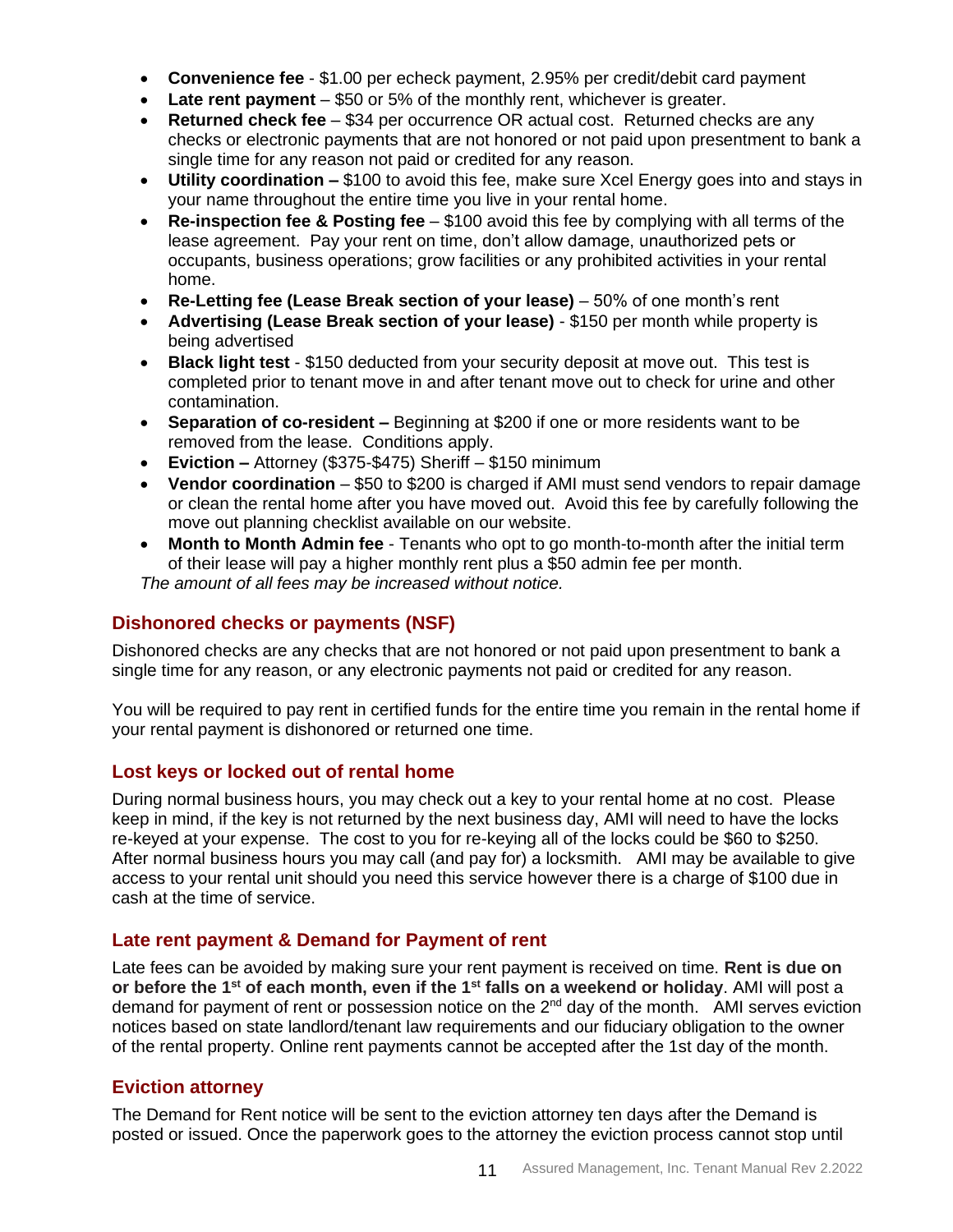- **Convenience fee** - $1.00 per echeck payment, 2.95% per credit/debit card payment
- **Late rent payment** – $50 or 5% of the monthly rent, whichever is greater.
- **Returned check fee** – $34 per occurrence OR actual cost. Returned checks are any checks or electronic payments that are not honored or not paid upon presentment to bank a single time for any reason not paid or credited for any reason.
- **Utility coordination –** $100 to avoid this fee, make sure Xcel Energy goes into and stays in your name throughout the entire time you live in your rental home.
- **Re-inspection fee & Posting fee** – $100 avoid this fee by complying with all terms of the lease agreement. Pay your rent on time, don't allow damage, unauthorized pets or occupants, business operations; grow facilities or any prohibited activities in your rental home.
- **Re-Letting fee (Lease Break section of your lease)** – 50% of one month's rent
- **Advertising (Lease Break section of your lease)** - $150 per month while property is being advertised
- **Black light test** - $150 deducted from your security deposit at move out. This test is completed prior to tenant move in and after tenant move out to check for urine and other contamination.
- **Separation of co-resident –** Beginning at $200 if one or more residents want to be removed from the lease. Conditions apply.
- **Eviction –** Attorney ($375-$475) Sheriff – $150 minimum
- **Vendor coordination** – $50 to $200 is charged if AMI must send vendors to repair damage or clean the rental home after you have moved out. Avoid this fee by carefully following the move out planning checklist available on our website.
- **Month to Month Admin fee** - Tenants who opt to go month-to-month after the initial term of their lease will pay a higher monthly rent plus a $50 admin fee per month.

*The amount of all fees may be increased without notice.*

## Dishonored checks or payments (NSF)

Dishonored checks are any checks that are not honored or not paid upon presentment to bank a single time for any reason, or any electronic payments not paid or credited for any reason.

You will be required to pay rent in certified funds for the entire time you remain in the rental home if your rental payment is dishonored or returned one time.

## Lost keys or locked out of rental home

During normal business hours, you may check out a key to your rental home at no cost. Please keep in mind, if the key is not returned by the next business day, AMI will need to have the locks re-keyed at your expense. The cost to you for re-keying all of the locks could be $60 to $250. After normal business hours you may call (and pay for) a locksmith. AMI may be available to give access to your rental unit should you need this service however there is a charge of $100 due in cash at the time of service.

## Late rent payment & Demand for Payment of rent

Late fees can be avoided by making sure your rent payment is received on time. **Rent is due on or before the 1st of each month, even if the 1st falls on a weekend or holiday**. AMI will post a demand for payment of rent or possession notice on the 2nd day of the month. AMI serves eviction notices based on state landlord/tenant law requirements and our fiduciary obligation to the owner of the rental property. Online rent payments cannot be accepted after the 1st day of the month.

## Eviction attorney

The Demand for Rent notice will be sent to the eviction attorney ten days after the Demand is posted or issued. Once the paperwork goes to the attorney the eviction process cannot stop until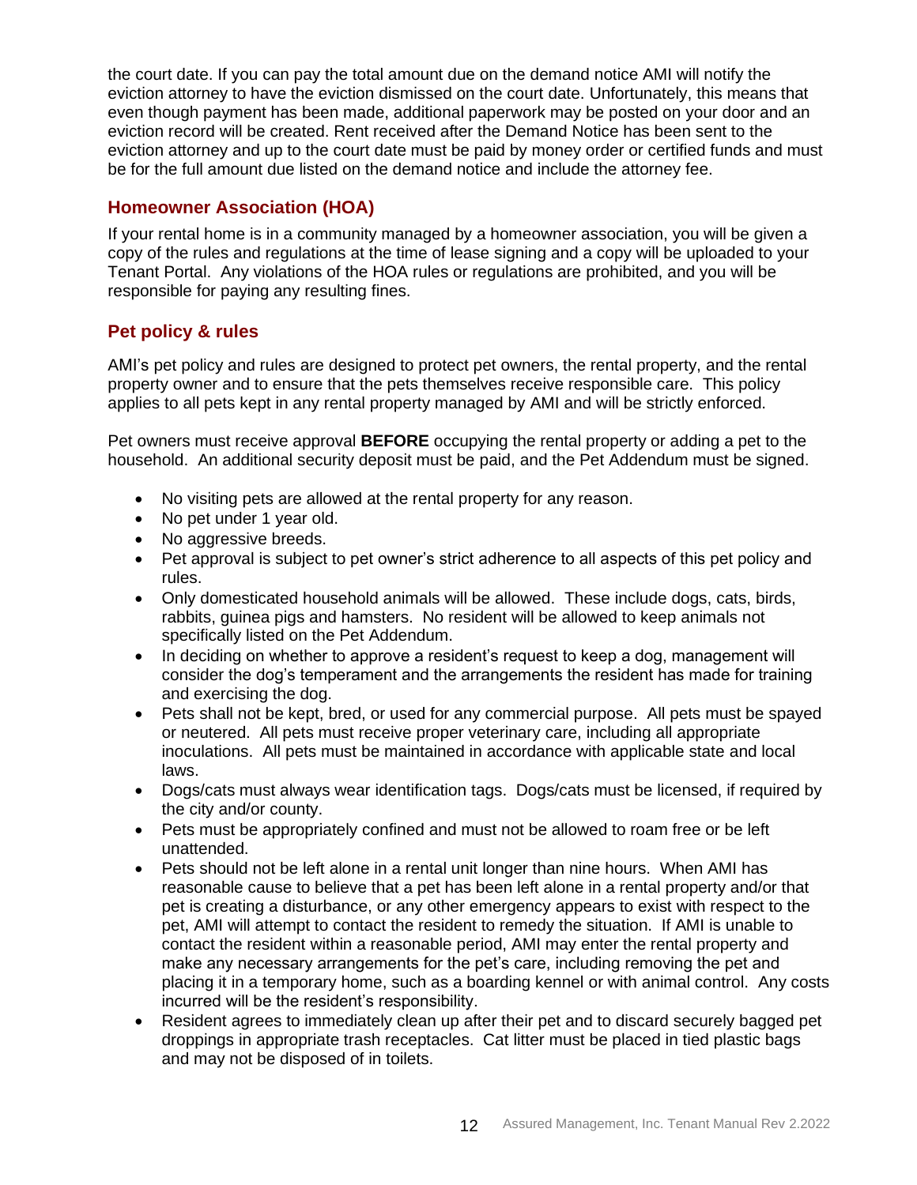the court date. If you can pay the total amount due on the demand notice AMI will notify the eviction attorney to have the eviction dismissed on the court date. Unfortunately, this means that even though payment has been made, additional paperwork may be posted on your door and an eviction record will be created. Rent received after the Demand Notice has been sent to the eviction attorney and up to the court date must be paid by money order or certified funds and must be for the full amount due listed on the demand notice and include the attorney fee.

## Homeowner Association (HOA)

If your rental home is in a community managed by a homeowner association, you will be given a copy of the rules and regulations at the time of lease signing and a copy will be uploaded to your Tenant Portal. Any violations of the HOA rules or regulations are prohibited, and you will be responsible for paying any resulting fines.

## Pet policy & rules

AMI's pet policy and rules are designed to protect pet owners, the rental property, and the rental property owner and to ensure that the pets themselves receive responsible care. This policy applies to all pets kept in any rental property managed by AMI and will be strictly enforced.

Pet owners must receive approval **BEFORE** occupying the rental property or adding a pet to the household. An additional security deposit must be paid, and the Pet Addendum must be signed.

- No visiting pets are allowed at the rental property for any reason.
- No pet under 1 year old.
- No aggressive breeds.
- Pet approval is subject to pet owner's strict adherence to all aspects of this pet policy and rules.
- Only domesticated household animals will be allowed. These include dogs, cats, birds, rabbits, guinea pigs and hamsters. No resident will be allowed to keep animals not specifically listed on the Pet Addendum.
- In deciding on whether to approve a resident's request to keep a dog, management will consider the dog's temperament and the arrangements the resident has made for training and exercising the dog.
- Pets shall not be kept, bred, or used for any commercial purpose. All pets must be spayed or neutered. All pets must receive proper veterinary care, including all appropriate inoculations. All pets must be maintained in accordance with applicable state and local laws.
- Dogs/cats must always wear identification tags. Dogs/cats must be licensed, if required by the city and/or county.
- Pets must be appropriately confined and must not be allowed to roam free or be left unattended.
- Pets should not be left alone in a rental unit longer than nine hours. When AMI has reasonable cause to believe that a pet has been left alone in a rental property and/or that pet is creating a disturbance, or any other emergency appears to exist with respect to the pet, AMI will attempt to contact the resident to remedy the situation. If AMI is unable to contact the resident within a reasonable period, AMI may enter the rental property and make any necessary arrangements for the pet's care, including removing the pet and placing it in a temporary home, such as a boarding kennel or with animal control. Any costs incurred will be the resident's responsibility.
- Resident agrees to immediately clean up after their pet and to discard securely bagged pet droppings in appropriate trash receptacles. Cat litter must be placed in tied plastic bags and may not be disposed of in toilets.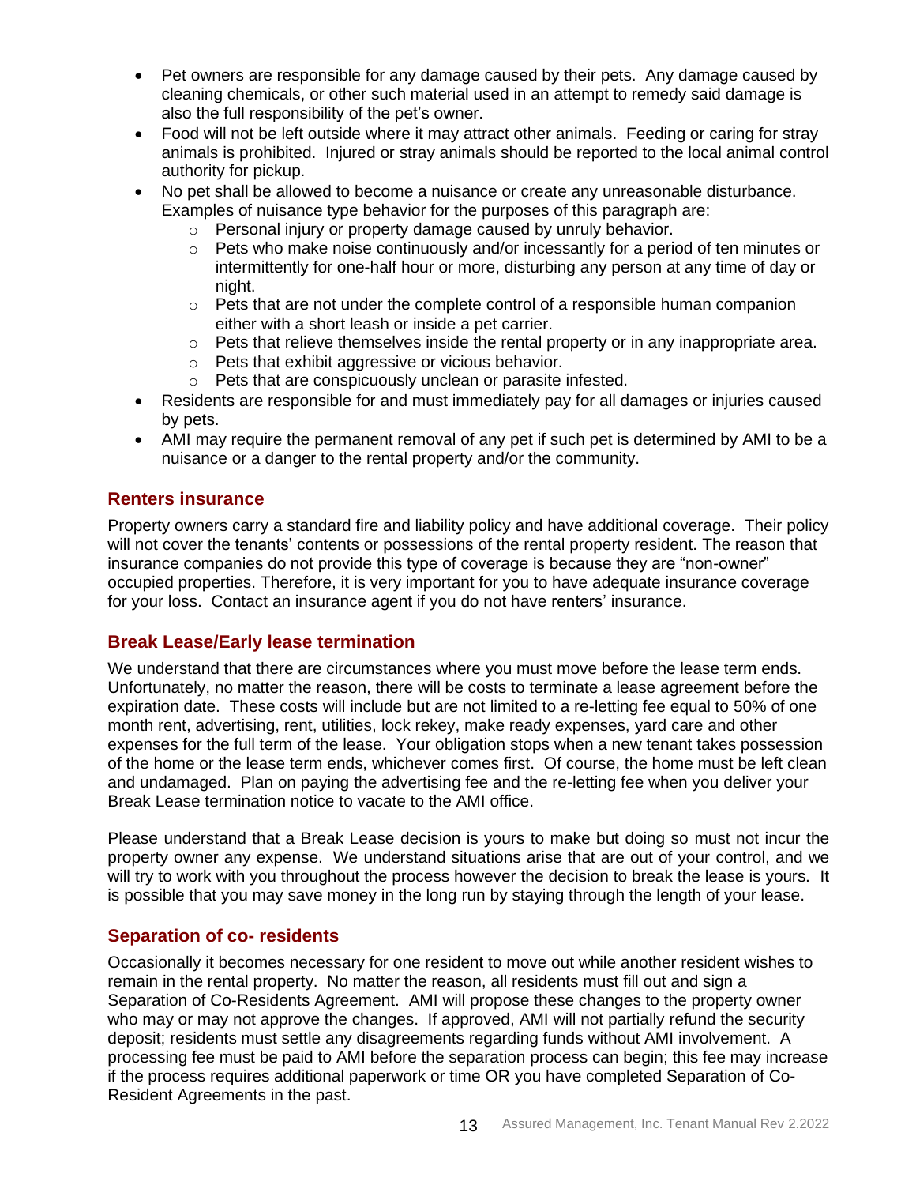- Pet owners are responsible for any damage caused by their pets. Any damage caused by cleaning chemicals, or other such material used in an attempt to remedy said damage is also the full responsibility of the pet's owner.
- Food will not be left outside where it may attract other animals. Feeding or caring for stray animals is prohibited. Injured or stray animals should be reported to the local animal control authority for pickup.
- No pet shall be allowed to become a nuisance or create any unreasonable disturbance. Examples of nuisance type behavior for the purposes of this paragraph are:
  - Personal injury or property damage caused by unruly behavior.
  - Pets who make noise continuously and/or incessantly for a period of ten minutes or intermittently for one-half hour or more, disturbing any person at any time of day or night.
  - Pets that are not under the complete control of a responsible human companion either with a short leash or inside a pet carrier.
  - Pets that relieve themselves inside the rental property or in any inappropriate area.
  - Pets that exhibit aggressive or vicious behavior.
  - Pets that are conspicuously unclean or parasite infested.
- Residents are responsible for and must immediately pay for all damages or injuries caused by pets.
- AMI may require the permanent removal of any pet if such pet is determined by AMI to be a nuisance or a danger to the rental property and/or the community.

## Renters insurance

Property owners carry a standard fire and liability policy and have additional coverage. Their policy will not cover the tenants' contents or possessions of the rental property resident. The reason that insurance companies do not provide this type of coverage is because they are "non-owner" occupied properties. Therefore, it is very important for you to have adequate insurance coverage for your loss. Contact an insurance agent if you do not have renters' insurance.

## Break Lease/Early lease termination

We understand that there are circumstances where you must move before the lease term ends. Unfortunately, no matter the reason, there will be costs to terminate a lease agreement before the expiration date. These costs will include but are not limited to a re-letting fee equal to 50% of one month rent, advertising, rent, utilities, lock rekey, make ready expenses, yard care and other expenses for the full term of the lease. Your obligation stops when a new tenant takes possession of the home or the lease term ends, whichever comes first. Of course, the home must be left clean and undamaged. Plan on paying the advertising fee and the re-letting fee when you deliver your Break Lease termination notice to vacate to the AMI office.

Please understand that a Break Lease decision is yours to make but doing so must not incur the property owner any expense. We understand situations arise that are out of your control, and we will try to work with you throughout the process however the decision to break the lease is yours. It is possible that you may save money in the long run by staying through the length of your lease.

## Separation of co- residents

Occasionally it becomes necessary for one resident to move out while another resident wishes to remain in the rental property. No matter the reason, all residents must fill out and sign a Separation of Co-Residents Agreement. AMI will propose these changes to the property owner who may or may not approve the changes. If approved, AMI will not partially refund the security deposit; residents must settle any disagreements regarding funds without AMI involvement. A processing fee must be paid to AMI before the separation process can begin; this fee may increase if the process requires additional paperwork or time OR you have completed Separation of Co-Resident Agreements in the past.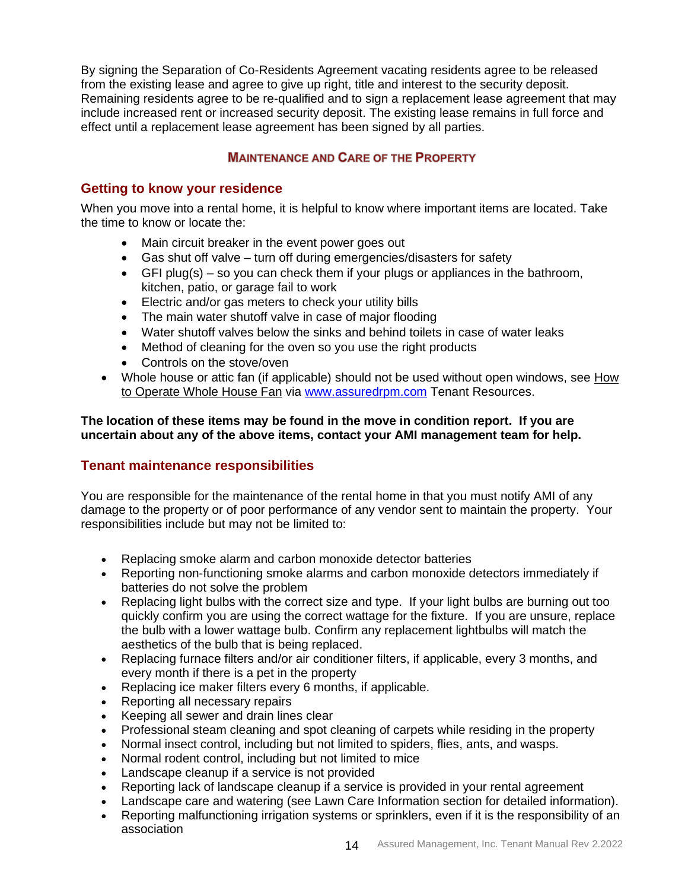By signing the Separation of Co-Residents Agreement vacating residents agree to be released from the existing lease and agree to give up right, title and interest to the security deposit. Remaining residents agree to be re-qualified and to sign a replacement lease agreement that may include increased rent or increased security deposit. The existing lease remains in full force and effect until a replacement lease agreement has been signed by all parties.

## MAINTENANCE AND CARE OF THE PROPERTY

### Getting to know your residence

When you move into a rental home, it is helpful to know where important items are located. Take the time to know or locate the:

- Main circuit breaker in the event power goes out
- Gas shut off valve – turn off during emergencies/disasters for safety
- GFI plug(s) – so you can check them if your plugs or appliances in the bathroom, kitchen, patio, or garage fail to work
- Electric and/or gas meters to check your utility bills
- The main water shutoff valve in case of major flooding
- Water shutoff valves below the sinks and behind toilets in case of water leaks
- Method of cleaning for the oven so you use the right products
- Controls on the stove/oven
- Whole house or attic fan (if applicable) should not be used without open windows, see How to Operate Whole House Fan via www.assuredrpm.com Tenant Resources.

**The location of these items may be found in the move in condition report. If you are uncertain about any of the above items, contact your AMI management team for help.**

### Tenant maintenance responsibilities

You are responsible for the maintenance of the rental home in that you must notify AMI of any damage to the property or of poor performance of any vendor sent to maintain the property. Your responsibilities include but may not be limited to:

- Replacing smoke alarm and carbon monoxide detector batteries
- Reporting non-functioning smoke alarms and carbon monoxide detectors immediately if batteries do not solve the problem
- Replacing light bulbs with the correct size and type. If your light bulbs are burning out too quickly confirm you are using the correct wattage for the fixture. If you are unsure, replace the bulb with a lower wattage bulb. Confirm any replacement lightbulbs will match the aesthetics of the bulb that is being replaced.
- Replacing furnace filters and/or air conditioner filters, if applicable, every 3 months, and every month if there is a pet in the property
- Replacing ice maker filters every 6 months, if applicable.
- Reporting all necessary repairs
- Keeping all sewer and drain lines clear
- Professional steam cleaning and spot cleaning of carpets while residing in the property
- Normal insect control, including but not limited to spiders, flies, ants, and wasps.
- Normal rodent control, including but not limited to mice
- Landscape cleanup if a service is not provided
- Reporting lack of landscape cleanup if a service is provided in your rental agreement
- Landscape care and watering (see Lawn Care Information section for detailed information).
- Reporting malfunctioning irrigation systems or sprinklers, even if it is the responsibility of an association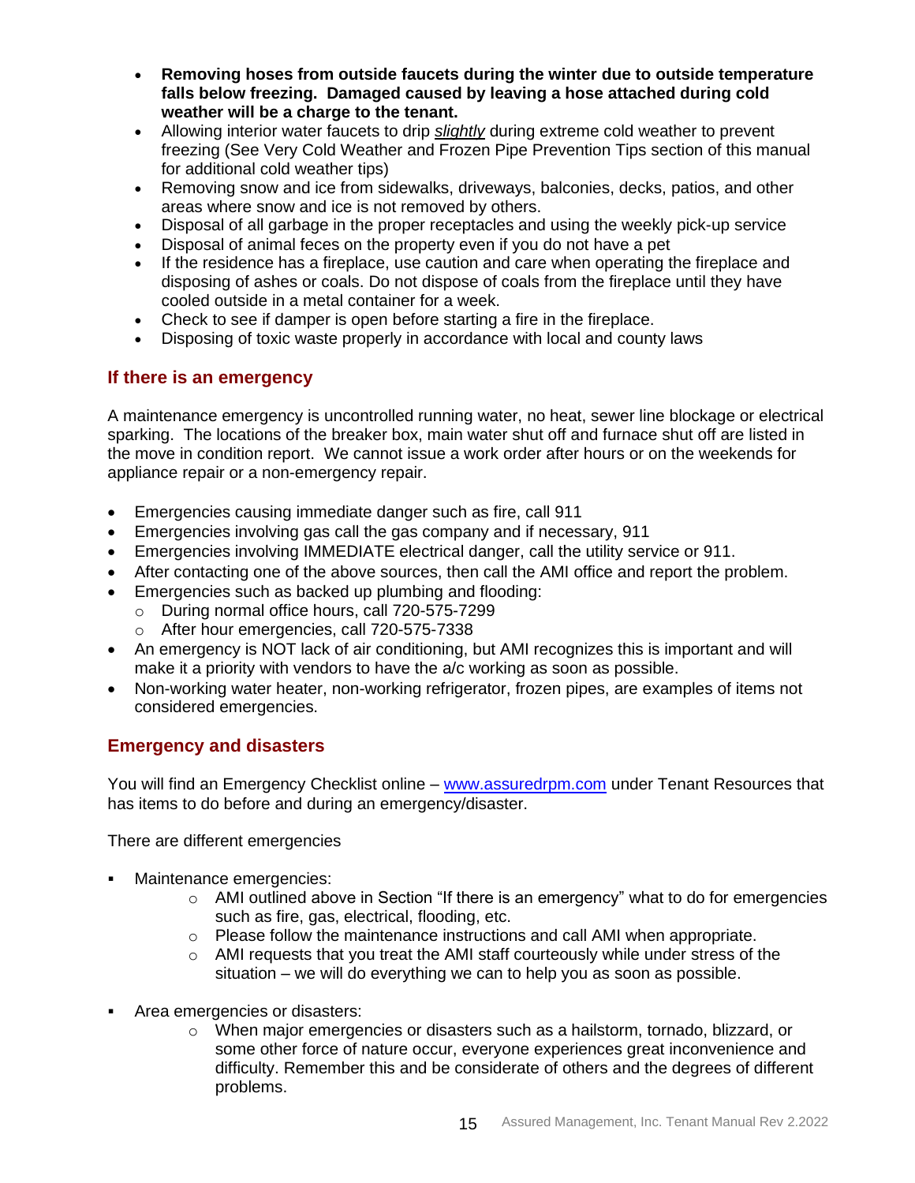- **Removing hoses from outside faucets during the winter due to outside temperature falls below freezing. Damaged caused by leaving a hose attached during cold weather will be a charge to the tenant.**
- Allowing interior water faucets to drip *slightly* during extreme cold weather to prevent freezing (See Very Cold Weather and Frozen Pipe Prevention Tips section of this manual for additional cold weather tips)
- Removing snow and ice from sidewalks, driveways, balconies, decks, patios, and other areas where snow and ice is not removed by others.
- Disposal of all garbage in the proper receptacles and using the weekly pick-up service
- Disposal of animal feces on the property even if you do not have a pet
- If the residence has a fireplace, use caution and care when operating the fireplace and disposing of ashes or coals. Do not dispose of coals from the fireplace until they have cooled outside in a metal container for a week.
- Check to see if damper is open before starting a fire in the fireplace.
- Disposing of toxic waste properly in accordance with local and county laws

## If there is an emergency

A maintenance emergency is uncontrolled running water, no heat, sewer line blockage or electrical sparking. The locations of the breaker box, main water shut off and furnace shut off are listed in the move in condition report. We cannot issue a work order after hours or on the weekends for appliance repair or a non-emergency repair.

- Emergencies causing immediate danger such as fire, call 911
- Emergencies involving gas call the gas company and if necessary, 911
- Emergencies involving IMMEDIATE electrical danger, call the utility service or 911.
- After contacting one of the above sources, then call the AMI office and report the problem.
- Emergencies such as backed up plumbing and flooding:
  - During normal office hours, call 720-575-7299
  - After hour emergencies, call 720-575-7338
- An emergency is NOT lack of air conditioning, but AMI recognizes this is important and will make it a priority with vendors to have the a/c working as soon as possible.
- Non-working water heater, non-working refrigerator, frozen pipes, are examples of items not considered emergencies.

## Emergency and disasters

You will find an Emergency Checklist online – www.assuredrpm.com under Tenant Resources that has items to do before and during an emergency/disaster.

There are different emergencies

- Maintenance emergencies:
  - AMI outlined above in Section "If there is an emergency" what to do for emergencies such as fire, gas, electrical, flooding, etc.
  - Please follow the maintenance instructions and call AMI when appropriate.
  - AMI requests that you treat the AMI staff courteously while under stress of the situation – we will do everything we can to help you as soon as possible.

- Area emergencies or disasters:
  - When major emergencies or disasters such as a hailstorm, tornado, blizzard, or some other force of nature occur, everyone experiences great inconvenience and difficulty. Remember this and be considerate of others and the degrees of different problems.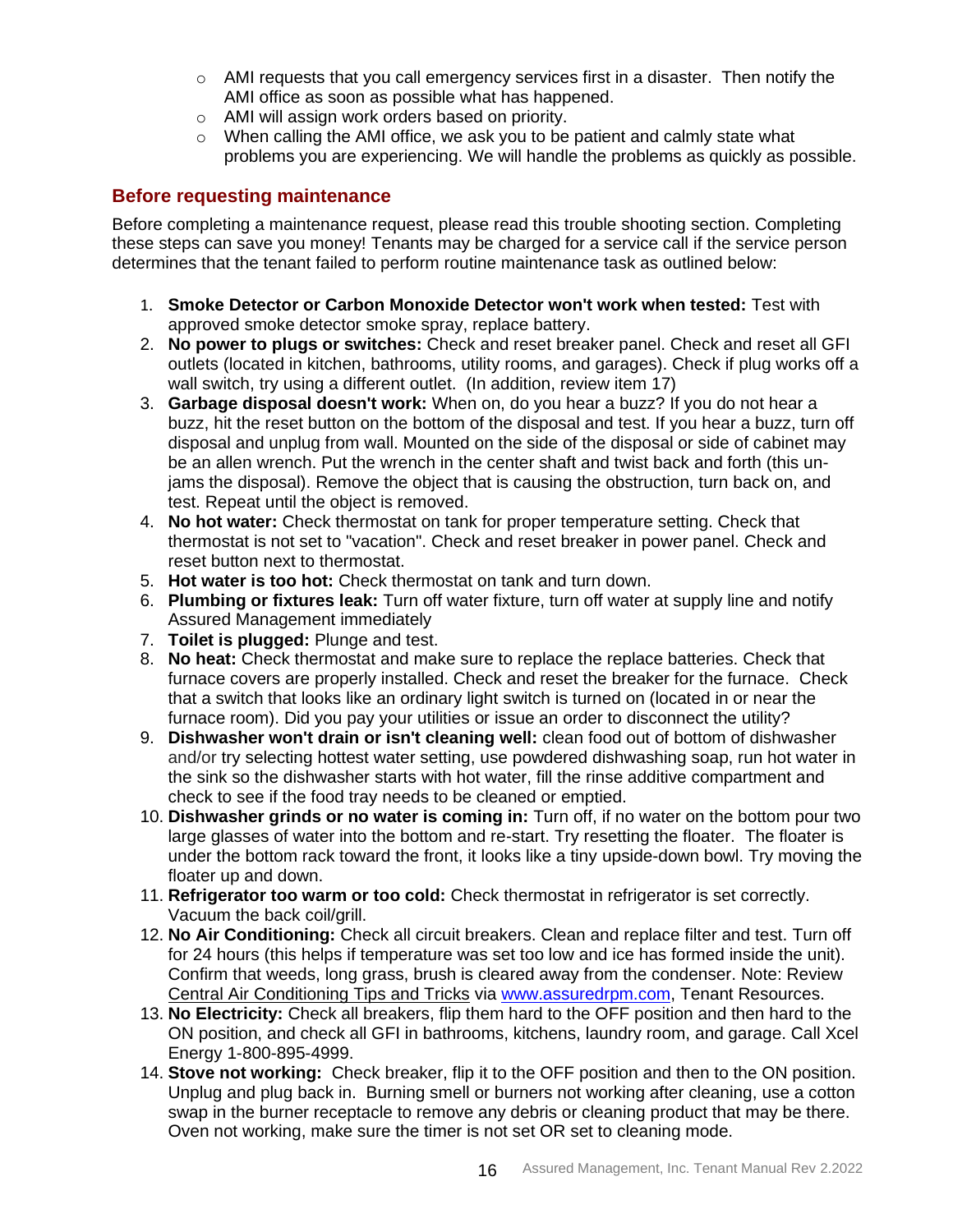- AMI requests that you call emergency services first in a disaster. Then notify the AMI office as soon as possible what has happened.
- AMI will assign work orders based on priority.
- When calling the AMI office, we ask you to be patient and calmly state what problems you are experiencing. We will handle the problems as quickly as possible.

### Before requesting maintenance

Before completing a maintenance request, please read this trouble shooting section. Completing these steps can save you money! Tenants may be charged for a service call if the service person determines that the tenant failed to perform routine maintenance task as outlined below:

1. **Smoke Detector or Carbon Monoxide Detector won't work when tested:** Test with approved smoke detector smoke spray, replace battery.
2. **No power to plugs or switches:** Check and reset breaker panel. Check and reset all GFI outlets (located in kitchen, bathrooms, utility rooms, and garages). Check if plug works off a wall switch, try using a different outlet. (In addition, review item 17)
3. **Garbage disposal doesn't work:** When on, do you hear a buzz? If you do not hear a buzz, hit the reset button on the bottom of the disposal and test. If you hear a buzz, turn off disposal and unplug from wall. Mounted on the side of the disposal or side of cabinet may be an allen wrench. Put the wrench in the center shaft and twist back and forth (this un-jams the disposal). Remove the object that is causing the obstruction, turn back on, and test. Repeat until the object is removed.
4. **No hot water:** Check thermostat on tank for proper temperature setting. Check that thermostat is not set to "vacation". Check and reset breaker in power panel. Check and reset button next to thermostat.
5. **Hot water is too hot:** Check thermostat on tank and turn down.
6. **Plumbing or fixtures leak:** Turn off water fixture, turn off water at supply line and notify Assured Management immediately
7. **Toilet is plugged:** Plunge and test.
8. **No heat:** Check thermostat and make sure to replace the replace batteries. Check that furnace covers are properly installed. Check and reset the breaker for the furnace. Check that a switch that looks like an ordinary light switch is turned on (located in or near the furnace room). Did you pay your utilities or issue an order to disconnect the utility?
9. **Dishwasher won't drain or isn't cleaning well:** clean food out of bottom of dishwasher and/or try selecting hottest water setting, use powdered dishwashing soap, run hot water in the sink so the dishwasher starts with hot water, fill the rinse additive compartment and check to see if the food tray needs to be cleaned or emptied.
10. **Dishwasher grinds or no water is coming in:** Turn off, if no water on the bottom pour two large glasses of water into the bottom and re-start. Try resetting the floater. The floater is under the bottom rack toward the front, it looks like a tiny upside-down bowl. Try moving the floater up and down.
11. **Refrigerator too warm or too cold:** Check thermostat in refrigerator is set correctly. Vacuum the back coil/grill.
12. **No Air Conditioning:** Check all circuit breakers. Clean and replace filter and test. Turn off for 24 hours (this helps if temperature was set too low and ice has formed inside the unit). Confirm that weeds, long grass, brush is cleared away from the condenser. Note: Review Central Air Conditioning Tips and Tricks via [www.assuredrpm.com](http://www.assuredrpm.com), Tenant Resources.
13. **No Electricity:** Check all breakers, flip them hard to the OFF position and then hard to the ON position, and check all GFI in bathrooms, kitchens, laundry room, and garage. Call Xcel Energy 1-800-895-4999.
14. **Stove not working:** Check breaker, flip it to the OFF position and then to the ON position. Unplug and plug back in. Burning smell or burners not working after cleaning, use a cotton swap in the burner receptacle to remove any debris or cleaning product that may be there. Oven not working, make sure the timer is not set OR set to cleaning mode.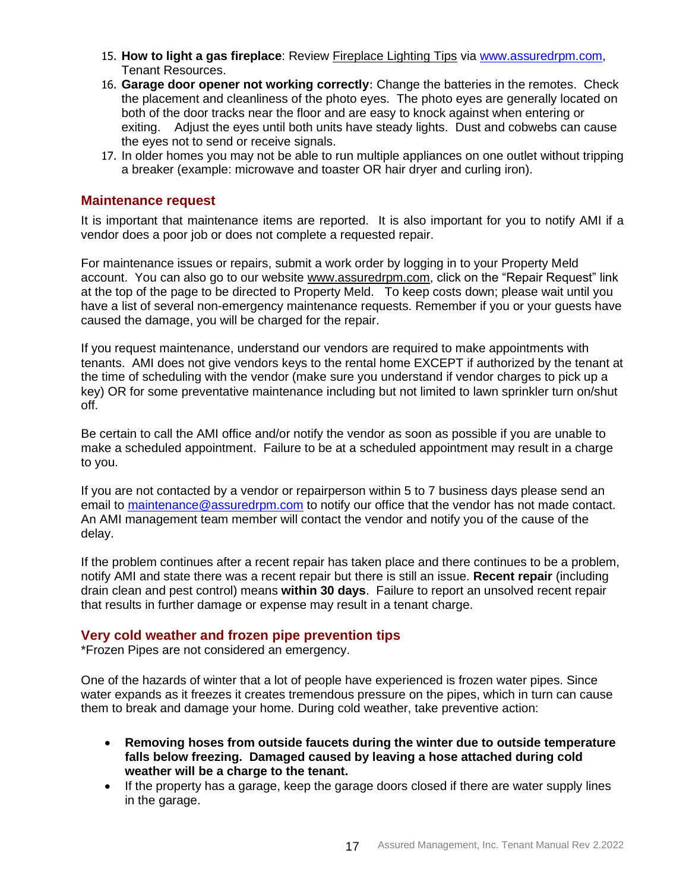15. **How to light a gas fireplace**: Review Fireplace Lighting Tips via www.assuredrpm.com, Tenant Resources.
16. **Garage door opener not working correctly**: Change the batteries in the remotes. Check the placement and cleanliness of the photo eyes. The photo eyes are generally located on both of the door tracks near the floor and are easy to knock against when entering or exiting. Adjust the eyes until both units have steady lights. Dust and cobwebs can cause the eyes not to send or receive signals.
17. In older homes you may not be able to run multiple appliances on one outlet without tripping a breaker (example: microwave and toaster OR hair dryer and curling iron).

## Maintenance request

It is important that maintenance items are reported. It is also important for you to notify AMI if a vendor does a poor job or does not complete a requested repair.

For maintenance issues or repairs, submit a work order by logging in to your Property Meld account. You can also go to our website www.assuredrpm.com, click on the "Repair Request" link at the top of the page to be directed to Property Meld. To keep costs down; please wait until you have a list of several non-emergency maintenance requests. Remember if you or your guests have caused the damage, you will be charged for the repair.

If you request maintenance, understand our vendors are required to make appointments with tenants. AMI does not give vendors keys to the rental home EXCEPT if authorized by the tenant at the time of scheduling with the vendor (make sure you understand if vendor charges to pick up a key) OR for some preventative maintenance including but not limited to lawn sprinkler turn on/shut off.

Be certain to call the AMI office and/or notify the vendor as soon as possible if you are unable to make a scheduled appointment. Failure to be at a scheduled appointment may result in a charge to you.

If you are not contacted by a vendor or repairperson within 5 to 7 business days please send an email to maintenance@assuredrpm.com to notify our office that the vendor has not made contact. An AMI management team member will contact the vendor and notify you of the cause of the delay.

If the problem continues after a recent repair has taken place and there continues to be a problem, notify AMI and state there was a recent repair but there is still an issue. **Recent repair** (including drain clean and pest control) means **within 30 days**. Failure to report an unsolved recent repair that results in further damage or expense may result in a tenant charge.

## Very cold weather and frozen pipe prevention tips

*Frozen Pipes are not considered an emergency.

One of the hazards of winter that a lot of people have experienced is frozen water pipes. Since water expands as it freezes it creates tremendous pressure on the pipes, which in turn can cause them to break and damage your home. During cold weather, take preventive action:

- **Removing hoses from outside faucets during the winter due to outside temperature falls below freezing. Damaged caused by leaving a hose attached during cold weather will be a charge to the tenant.**
- If the property has a garage, keep the garage doors closed if there are water supply lines in the garage.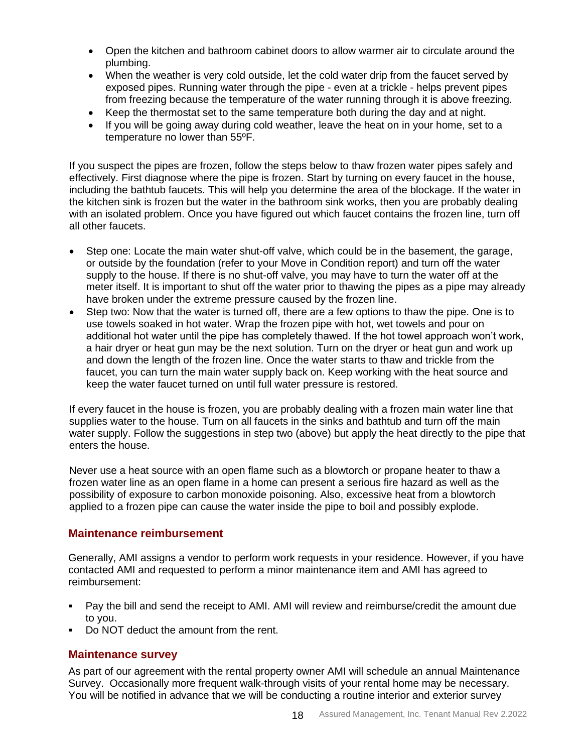- Open the kitchen and bathroom cabinet doors to allow warmer air to circulate around the plumbing.
- When the weather is very cold outside, let the cold water drip from the faucet served by exposed pipes. Running water through the pipe - even at a trickle - helps prevent pipes from freezing because the temperature of the water running through it is above freezing.
- Keep the thermostat set to the same temperature both during the day and at night.
- If you will be going away during cold weather, leave the heat on in your home, set to a temperature no lower than 55ºF.

If you suspect the pipes are frozen, follow the steps below to thaw frozen water pipes safely and effectively. First diagnose where the pipe is frozen. Start by turning on every faucet in the house, including the bathtub faucets. This will help you determine the area of the blockage. If the water in the kitchen sink is frozen but the water in the bathroom sink works, then you are probably dealing with an isolated problem. Once you have figured out which faucet contains the frozen line, turn off all other faucets.

- Step one: Locate the main water shut-off valve, which could be in the basement, the garage, or outside by the foundation (refer to your Move in Condition report) and turn off the water supply to the house. If there is no shut-off valve, you may have to turn the water off at the meter itself. It is important to shut off the water prior to thawing the pipes as a pipe may already have broken under the extreme pressure caused by the frozen line.
- Step two: Now that the water is turned off, there are a few options to thaw the pipe. One is to use towels soaked in hot water. Wrap the frozen pipe with hot, wet towels and pour on additional hot water until the pipe has completely thawed. If the hot towel approach won't work, a hair dryer or heat gun may be the next solution. Turn on the dryer or heat gun and work up and down the length of the frozen line. Once the water starts to thaw and trickle from the faucet, you can turn the main water supply back on. Keep working with the heat source and keep the water faucet turned on until full water pressure is restored.

If every faucet in the house is frozen, you are probably dealing with a frozen main water line that supplies water to the house. Turn on all faucets in the sinks and bathtub and turn off the main water supply. Follow the suggestions in step two (above) but apply the heat directly to the pipe that enters the house.

Never use a heat source with an open flame such as a blowtorch or propane heater to thaw a frozen water line as an open flame in a home can present a serious fire hazard as well as the possibility of exposure to carbon monoxide poisoning. Also, excessive heat from a blowtorch applied to a frozen pipe can cause the water inside the pipe to boil and possibly explode.

## Maintenance reimbursement

Generally, AMI assigns a vendor to perform work requests in your residence. However, if you have contacted AMI and requested to perform a minor maintenance item and AMI has agreed to reimbursement:

- Pay the bill and send the receipt to AMI. AMI will review and reimburse/credit the amount due to you.
- Do NOT deduct the amount from the rent.

## Maintenance survey

As part of our agreement with the rental property owner AMI will schedule an annual Maintenance Survey. Occasionally more frequent walk-through visits of your rental home may be necessary. You will be notified in advance that we will be conducting a routine interior and exterior survey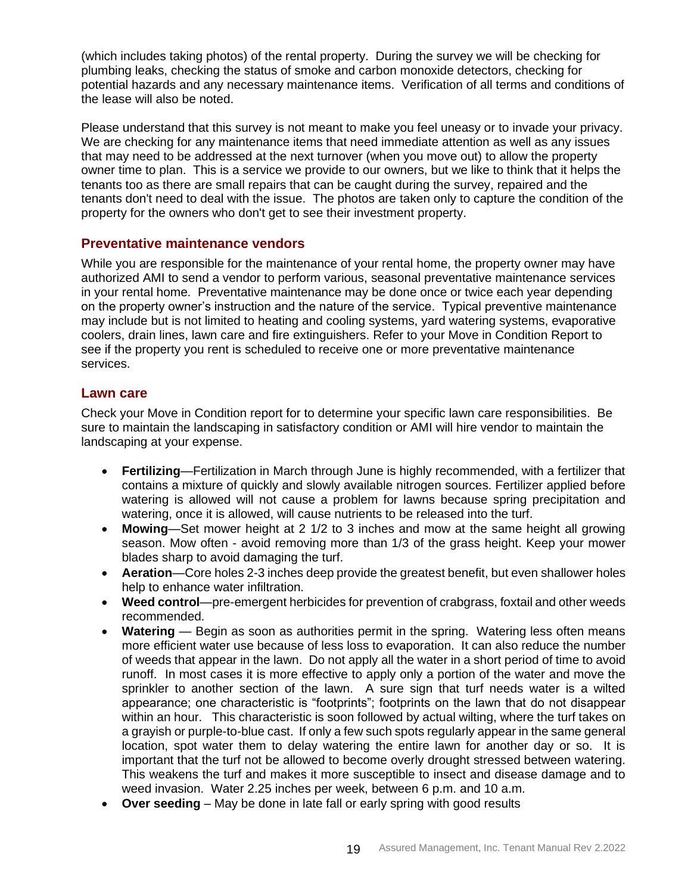(which includes taking photos) of the rental property. During the survey we will be checking for plumbing leaks, checking the status of smoke and carbon monoxide detectors, checking for potential hazards and any necessary maintenance items. Verification of all terms and conditions of the lease will also be noted.

Please understand that this survey is not meant to make you feel uneasy or to invade your privacy. We are checking for any maintenance items that need immediate attention as well as any issues that may need to be addressed at the next turnover (when you move out) to allow the property owner time to plan. This is a service we provide to our owners, but we like to think that it helps the tenants too as there are small repairs that can be caught during the survey, repaired and the tenants don't need to deal with the issue. The photos are taken only to capture the condition of the property for the owners who don't get to see their investment property.

## Preventative maintenance vendors

While you are responsible for the maintenance of your rental home, the property owner may have authorized AMI to send a vendor to perform various, seasonal preventative maintenance services in your rental home. Preventative maintenance may be done once or twice each year depending on the property owner's instruction and the nature of the service. Typical preventive maintenance may include but is not limited to heating and cooling systems, yard watering systems, evaporative coolers, drain lines, lawn care and fire extinguishers. Refer to your Move in Condition Report to see if the property you rent is scheduled to receive one or more preventative maintenance services.

## Lawn care

Check your Move in Condition report for to determine your specific lawn care responsibilities. Be sure to maintain the landscaping in satisfactory condition or AMI will hire vendor to maintain the landscaping at your expense.

- **Fertilizing**—Fertilization in March through June is highly recommended, with a fertilizer that contains a mixture of quickly and slowly available nitrogen sources. Fertilizer applied before watering is allowed will not cause a problem for lawns because spring precipitation and watering, once it is allowed, will cause nutrients to be released into the turf.
- **Mowing**—Set mower height at 2 1/2 to 3 inches and mow at the same height all growing season. Mow often - avoid removing more than 1/3 of the grass height. Keep your mower blades sharp to avoid damaging the turf.
- **Aeration**—Core holes 2-3 inches deep provide the greatest benefit, but even shallower holes help to enhance water infiltration.
- **Weed control**—pre-emergent herbicides for prevention of crabgrass, foxtail and other weeds recommended.
- **Watering** — Begin as soon as authorities permit in the spring. Watering less often means more efficient water use because of less loss to evaporation. It can also reduce the number of weeds that appear in the lawn. Do not apply all the water in a short period of time to avoid runoff. In most cases it is more effective to apply only a portion of the water and move the sprinkler to another section of the lawn. A sure sign that turf needs water is a wilted appearance; one characteristic is "footprints"; footprints on the lawn that do not disappear within an hour. This characteristic is soon followed by actual wilting, where the turf takes on a grayish or purple-to-blue cast. If only a few such spots regularly appear in the same general location, spot water them to delay watering the entire lawn for another day or so. It is important that the turf not be allowed to become overly drought stressed between watering. This weakens the turf and makes it more susceptible to insect and disease damage and to weed invasion. Water 2.25 inches per week, between 6 p.m. and 10 a.m.
- **Over seeding** – May be done in late fall or early spring with good results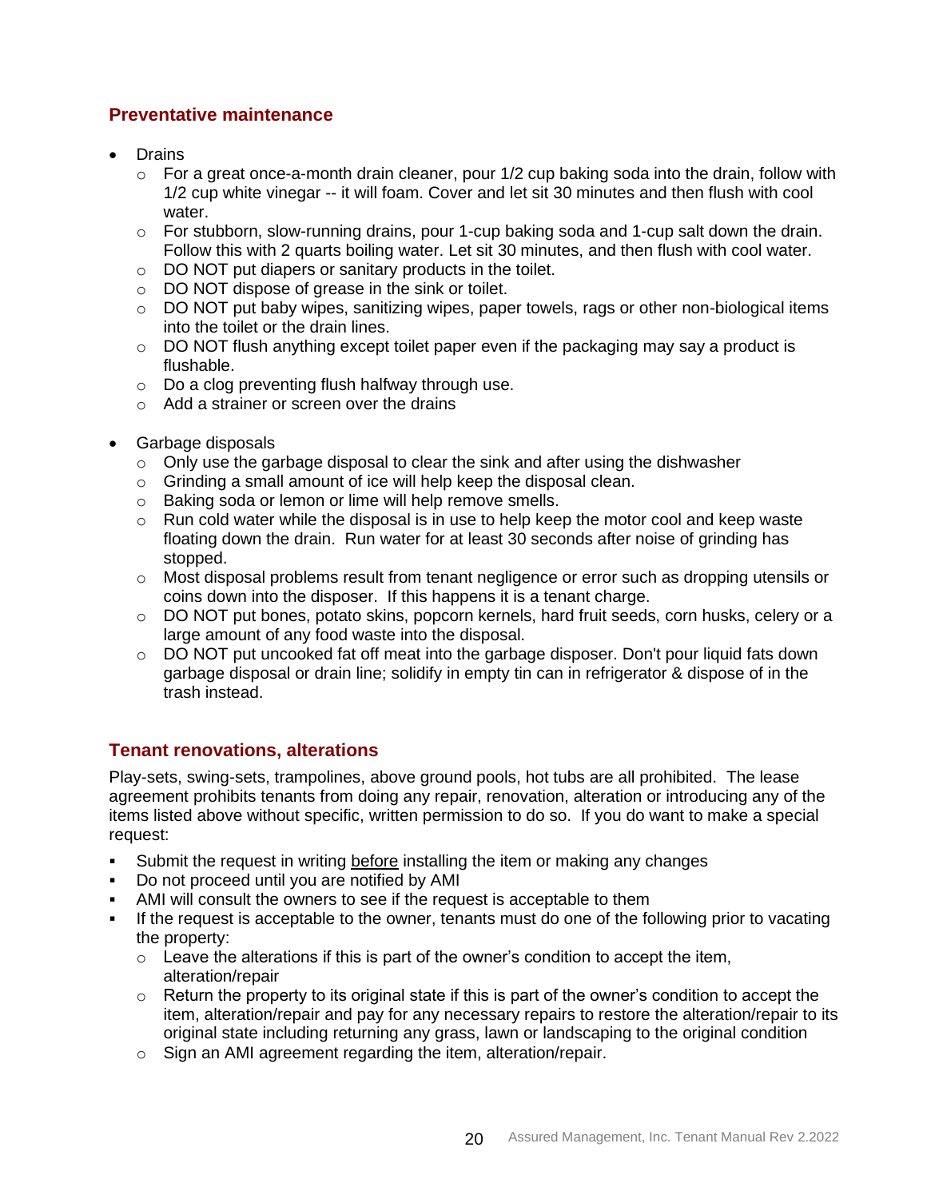## Preventative maintenance

- Drains
  - For a great once-a-month drain cleaner, pour 1/2 cup baking soda into the drain, follow with 1/2 cup white vinegar -- it will foam. Cover and let sit 30 minutes and then flush with cool water.
  - For stubborn, slow-running drains, pour 1-cup baking soda and 1-cup salt down the drain. Follow this with 2 quarts boiling water. Let sit 30 minutes, and then flush with cool water.
  - DO NOT put diapers or sanitary products in the toilet.
  - DO NOT dispose of grease in the sink or toilet.
  - DO NOT put baby wipes, sanitizing wipes, paper towels, rags or other non-biological items into the toilet or the drain lines.
  - DO NOT flush anything except toilet paper even if the packaging may say a product is flushable.
  - Do a clog preventing flush halfway through use.
  - Add a strainer or screen over the drains

- Garbage disposals
  - Only use the garbage disposal to clear the sink and after using the dishwasher
  - Grinding a small amount of ice will help keep the disposal clean.
  - Baking soda or lemon or lime will help remove smells.
  - Run cold water while the disposal is in use to help keep the motor cool and keep waste floating down the drain. Run water for at least 30 seconds after noise of grinding has stopped.
  - Most disposal problems result from tenant negligence or error such as dropping utensils or coins down into the disposer. If this happens it is a tenant charge.
  - DO NOT put bones, potato skins, popcorn kernels, hard fruit seeds, corn husks, celery or a large amount of any food waste into the disposal.
  - DO NOT put uncooked fat off meat into the garbage disposer. Don't pour liquid fats down garbage disposal or drain line; solidify in empty tin can in refrigerator & dispose of in the trash instead.

## Tenant renovations, alterations

Play-sets, swing-sets, trampolines, above ground pools, hot tubs are all prohibited. The lease agreement prohibits tenants from doing any repair, renovation, alteration or introducing any of the items listed above without specific, written permission to do so. If you do want to make a special request:

- Submit the request in writing <u>before</u> installing the item or making any changes
- Do not proceed until you are notified by AMI
- AMI will consult the owners to see if the request is acceptable to them
- If the request is acceptable to the owner, tenants must do one of the following prior to vacating the property:
  - Leave the alterations if this is part of the owner's condition to accept the item, alteration/repair
  - Return the property to its original state if this is part of the owner's condition to accept the item, alteration/repair and pay for any necessary repairs to restore the alteration/repair to its original state including returning any grass, lawn or landscaping to the original condition
  - Sign an AMI agreement regarding the item, alteration/repair.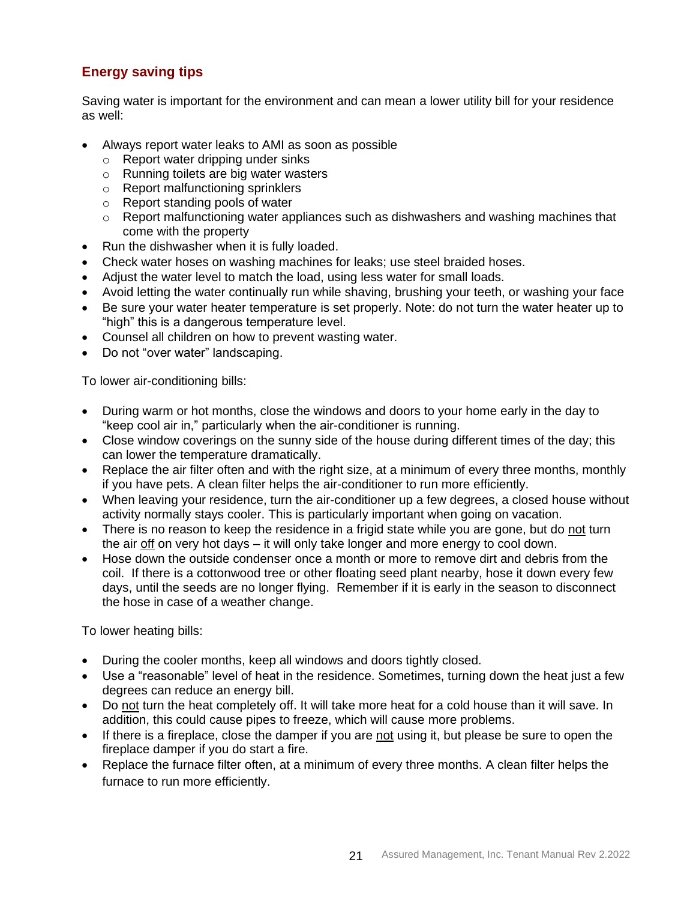## Energy saving tips

Saving water is important for the environment and can mean a lower utility bill for your residence as well:

- Always report water leaks to AMI as soon as possible
  - Report water dripping under sinks
  - Running toilets are big water wasters
  - Report malfunctioning sprinklers
  - Report standing pools of water
  - Report malfunctioning water appliances such as dishwashers and washing machines that come with the property
- Run the dishwasher when it is fully loaded.
- Check water hoses on washing machines for leaks; use steel braided hoses.
- Adjust the water level to match the load, using less water for small loads.
- Avoid letting the water continually run while shaving, brushing your teeth, or washing your face
- Be sure your water heater temperature is set properly. Note: do not turn the water heater up to "high" this is a dangerous temperature level.
- Counsel all children on how to prevent wasting water.
- Do not "over water" landscaping.

To lower air-conditioning bills:

- During warm or hot months, close the windows and doors to your home early in the day to "keep cool air in," particularly when the air-conditioner is running.
- Close window coverings on the sunny side of the house during different times of the day; this can lower the temperature dramatically.
- Replace the air filter often and with the right size, at a minimum of every three months, monthly if you have pets. A clean filter helps the air-conditioner to run more efficiently.
- When leaving your residence, turn the air-conditioner up a few degrees, a closed house without activity normally stays cooler. This is particularly important when going on vacation.
- There is no reason to keep the residence in a frigid state while you are gone, but do <u>not</u> turn the air <u>off</u> on very hot days – it will only take longer and more energy to cool down.
- Hose down the outside condenser once a month or more to remove dirt and debris from the coil. If there is a cottonwood tree or other floating seed plant nearby, hose it down every few days, until the seeds are no longer flying. Remember if it is early in the season to disconnect the hose in case of a weather change.

To lower heating bills:

- During the cooler months, keep all windows and doors tightly closed.
- Use a "reasonable" level of heat in the residence. Sometimes, turning down the heat just a few degrees can reduce an energy bill.
- Do <u>not</u> turn the heat completely off. It will take more heat for a cold house than it will save. In addition, this could cause pipes to freeze, which will cause more problems.
- If there is a fireplace, close the damper if you are <u>not</u> using it, but please be sure to open the fireplace damper if you do start a fire.
- Replace the furnace filter often, at a minimum of every three months. A clean filter helps the furnace to run more efficiently.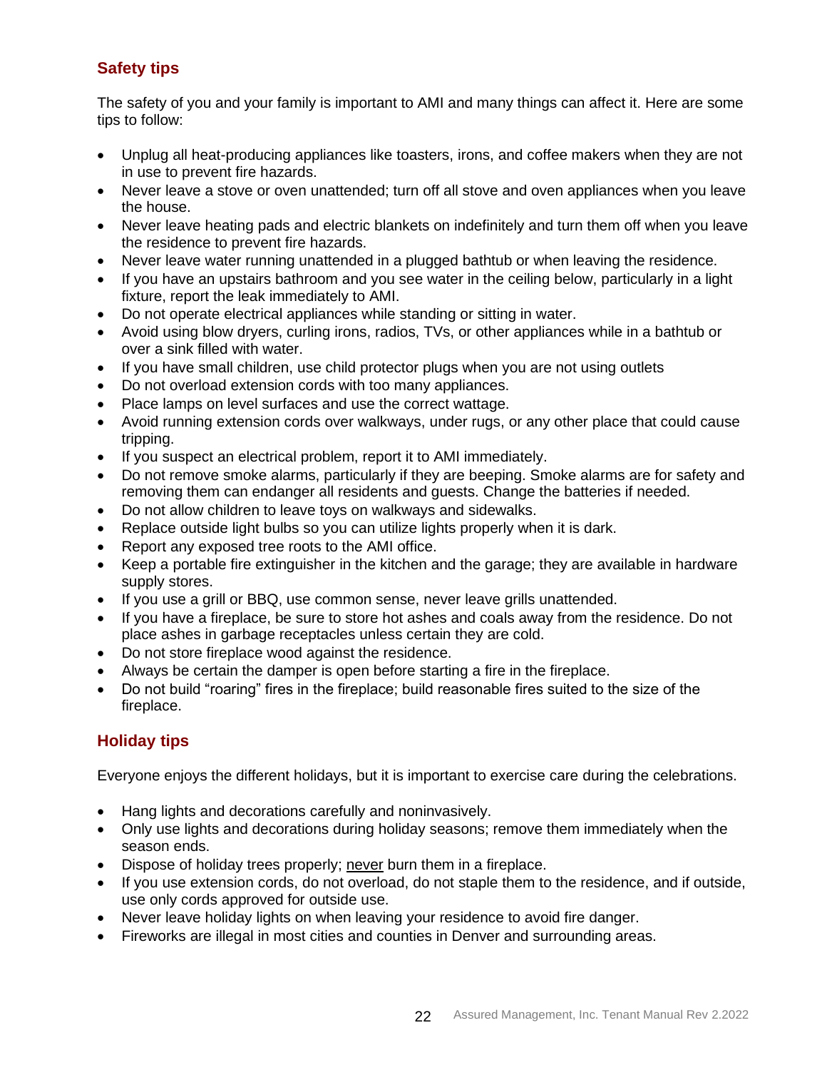## Safety tips

The safety of you and your family is important to AMI and many things can affect it. Here are some tips to follow:

- Unplug all heat-producing appliances like toasters, irons, and coffee makers when they are not in use to prevent fire hazards.
- Never leave a stove or oven unattended; turn off all stove and oven appliances when you leave the house.
- Never leave heating pads and electric blankets on indefinitely and turn them off when you leave the residence to prevent fire hazards.
- Never leave water running unattended in a plugged bathtub or when leaving the residence.
- If you have an upstairs bathroom and you see water in the ceiling below, particularly in a light fixture, report the leak immediately to AMI.
- Do not operate electrical appliances while standing or sitting in water.
- Avoid using blow dryers, curling irons, radios, TVs, or other appliances while in a bathtub or over a sink filled with water.
- If you have small children, use child protector plugs when you are not using outlets
- Do not overload extension cords with too many appliances.
- Place lamps on level surfaces and use the correct wattage.
- Avoid running extension cords over walkways, under rugs, or any other place that could cause tripping.
- If you suspect an electrical problem, report it to AMI immediately.
- Do not remove smoke alarms, particularly if they are beeping. Smoke alarms are for safety and removing them can endanger all residents and guests. Change the batteries if needed.
- Do not allow children to leave toys on walkways and sidewalks.
- Replace outside light bulbs so you can utilize lights properly when it is dark.
- Report any exposed tree roots to the AMI office.
- Keep a portable fire extinguisher in the kitchen and the garage; they are available in hardware supply stores.
- If you use a grill or BBQ, use common sense, never leave grills unattended.
- If you have a fireplace, be sure to store hot ashes and coals away from the residence. Do not place ashes in garbage receptacles unless certain they are cold.
- Do not store fireplace wood against the residence.
- Always be certain the damper is open before starting a fire in the fireplace.
- Do not build "roaring" fires in the fireplace; build reasonable fires suited to the size of the fireplace.

## Holiday tips

Everyone enjoys the different holidays, but it is important to exercise care during the celebrations.

- Hang lights and decorations carefully and noninvasively.
- Only use lights and decorations during holiday seasons; remove them immediately when the season ends.
- Dispose of holiday trees properly; <u>never</u> burn them in a fireplace.
- If you use extension cords, do not overload, do not staple them to the residence, and if outside, use only cords approved for outside use.
- Never leave holiday lights on when leaving your residence to avoid fire danger.
- Fireworks are illegal in most cities and counties in Denver and surrounding areas.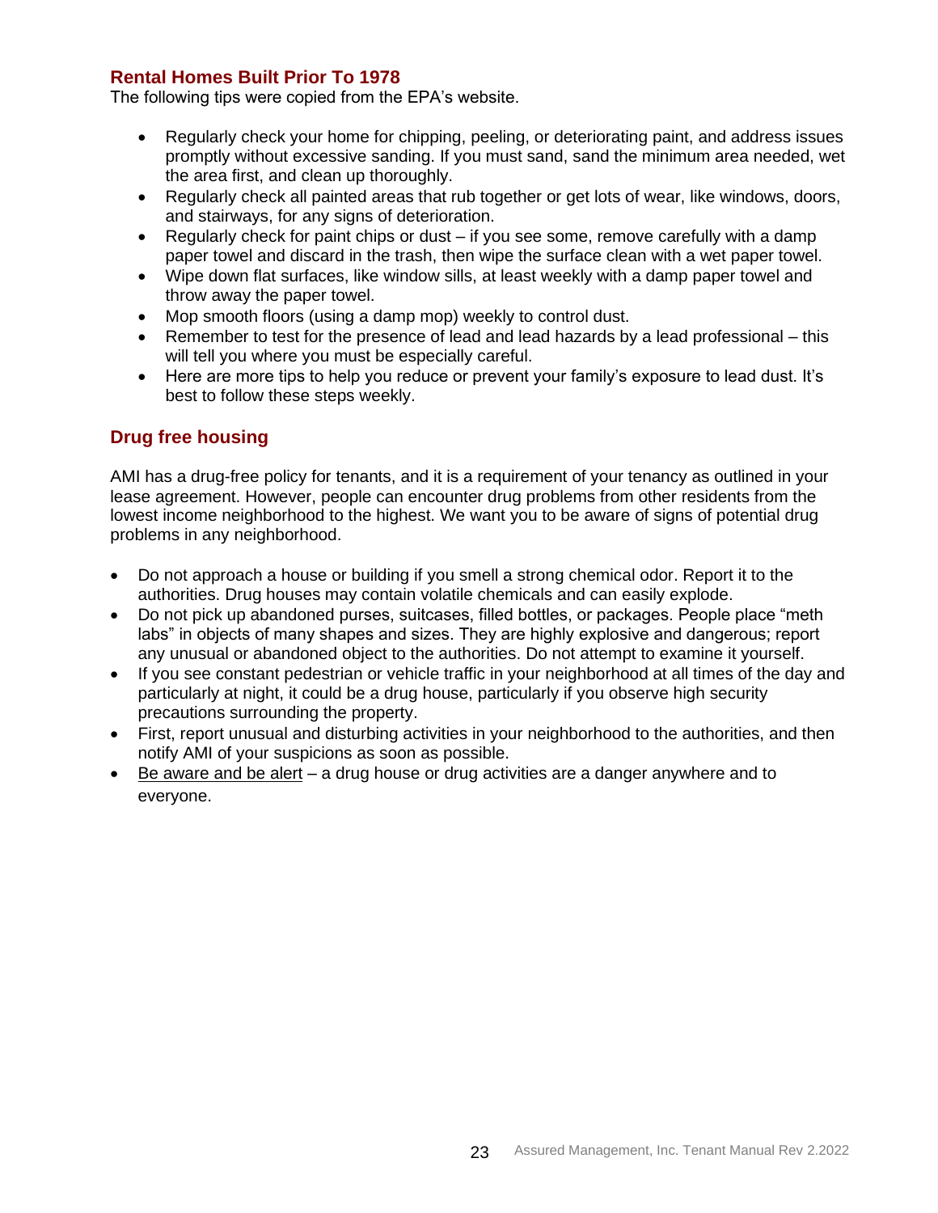## Rental Homes Built Prior To 1978

The following tips were copied from the EPA's website.

- Regularly check your home for chipping, peeling, or deteriorating paint, and address issues promptly without excessive sanding. If you must sand, sand the minimum area needed, wet the area first, and clean up thoroughly.
- Regularly check all painted areas that rub together or get lots of wear, like windows, doors, and stairways, for any signs of deterioration.
- Regularly check for paint chips or dust – if you see some, remove carefully with a damp paper towel and discard in the trash, then wipe the surface clean with a wet paper towel.
- Wipe down flat surfaces, like window sills, at least weekly with a damp paper towel and throw away the paper towel.
- Mop smooth floors (using a damp mop) weekly to control dust.
- Remember to test for the presence of lead and lead hazards by a lead professional – this will tell you where you must be especially careful.
- Here are more tips to help you reduce or prevent your family's exposure to lead dust. It's best to follow these steps weekly.

## Drug free housing

AMI has a drug-free policy for tenants, and it is a requirement of your tenancy as outlined in your lease agreement. However, people can encounter drug problems from other residents from the lowest income neighborhood to the highest. We want you to be aware of signs of potential drug problems in any neighborhood.

- Do not approach a house or building if you smell a strong chemical odor. Report it to the authorities. Drug houses may contain volatile chemicals and can easily explode.
- Do not pick up abandoned purses, suitcases, filled bottles, or packages. People place "meth labs" in objects of many shapes and sizes. They are highly explosive and dangerous; report any unusual or abandoned object to the authorities. Do not attempt to examine it yourself.
- If you see constant pedestrian or vehicle traffic in your neighborhood at all times of the day and particularly at night, it could be a drug house, particularly if you observe high security precautions surrounding the property.
- First, report unusual and disturbing activities in your neighborhood to the authorities, and then notify AMI of your suspicions as soon as possible.
- <u>Be aware and be alert</u> – a drug house or drug activities are a danger anywhere and to everyone.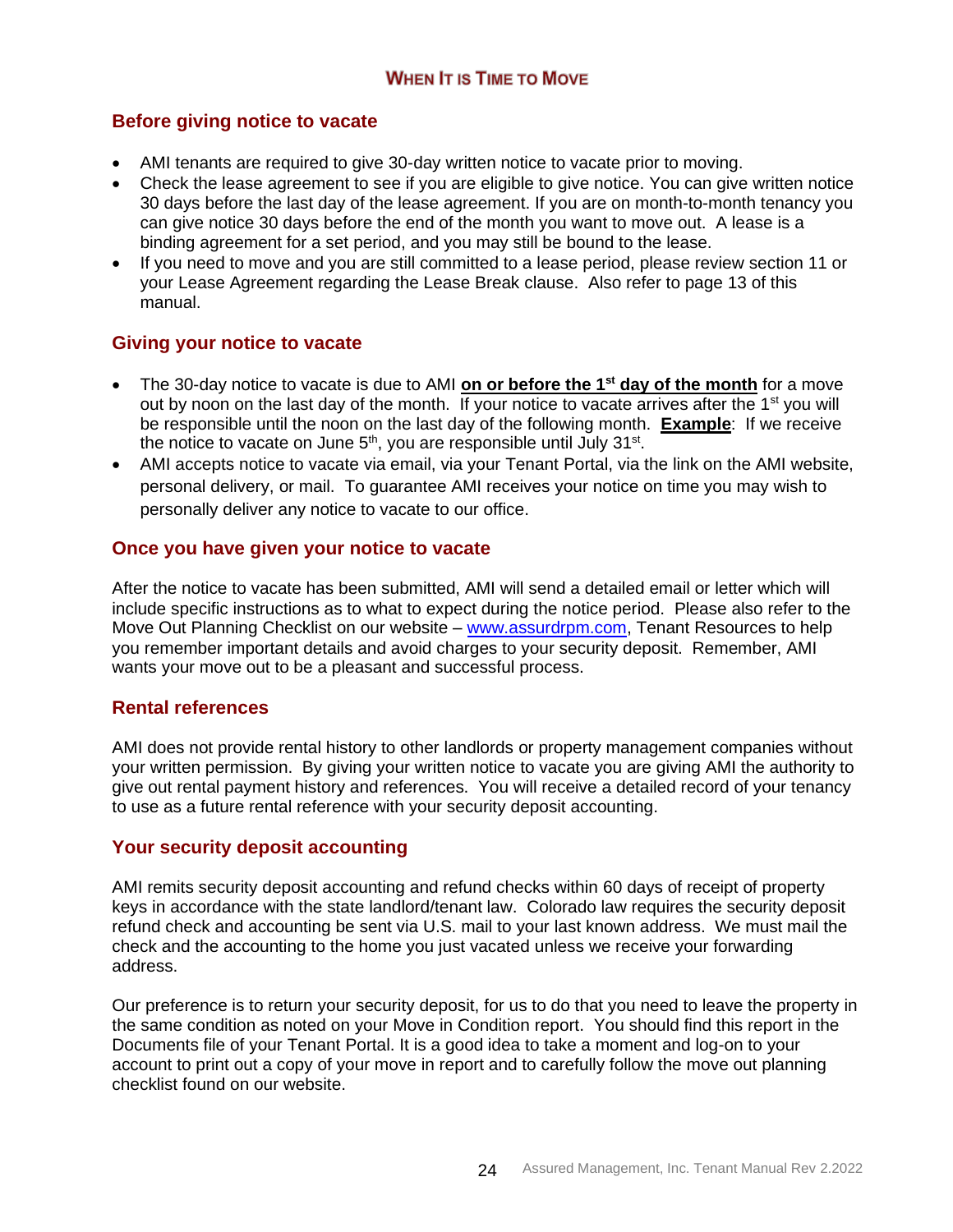# WHEN IT IS TIME TO MOVE

## Before giving notice to vacate

- AMI tenants are required to give 30-day written notice to vacate prior to moving.
- Check the lease agreement to see if you are eligible to give notice. You can give written notice 30 days before the last day of the lease agreement. If you are on month-to-month tenancy you can give notice 30 days before the end of the month you want to move out. A lease is a binding agreement for a set period, and you may still be bound to the lease.
- If you need to move and you are still committed to a lease period, please review section 11 or your Lease Agreement regarding the Lease Break clause. Also refer to page 13 of this manual.

## Giving your notice to vacate

- The 30-day notice to vacate is due to AMI **on or before the 1st day of the month** for a move out by noon on the last day of the month. If your notice to vacate arrives after the 1st you will be responsible until the noon on the last day of the following month. **Example**: If we receive the notice to vacate on June 5th, you are responsible until July 31st.
- AMI accepts notice to vacate via email, via your Tenant Portal, via the link on the AMI website, personal delivery, or mail. To guarantee AMI receives your notice on time you may wish to personally deliver any notice to vacate to our office.

## Once you have given your notice to vacate

After the notice to vacate has been submitted, AMI will send a detailed email or letter which will include specific instructions as to what to expect during the notice period. Please also refer to the Move Out Planning Checklist on our website – www.assurdrpm.com, Tenant Resources to help you remember important details and avoid charges to your security deposit. Remember, AMI wants your move out to be a pleasant and successful process.

## Rental references

AMI does not provide rental history to other landlords or property management companies without your written permission. By giving your written notice to vacate you are giving AMI the authority to give out rental payment history and references. You will receive a detailed record of your tenancy to use as a future rental reference with your security deposit accounting.

## Your security deposit accounting

AMI remits security deposit accounting and refund checks within 60 days of receipt of property keys in accordance with the state landlord/tenant law. Colorado law requires the security deposit refund check and accounting be sent via U.S. mail to your last known address. We must mail the check and the accounting to the home you just vacated unless we receive your forwarding address.

Our preference is to return your security deposit, for us to do that you need to leave the property in the same condition as noted on your Move in Condition report. You should find this report in the Documents file of your Tenant Portal. It is a good idea to take a moment and log-on to your account to print out a copy of your move in report and to carefully follow the move out planning checklist found on our website.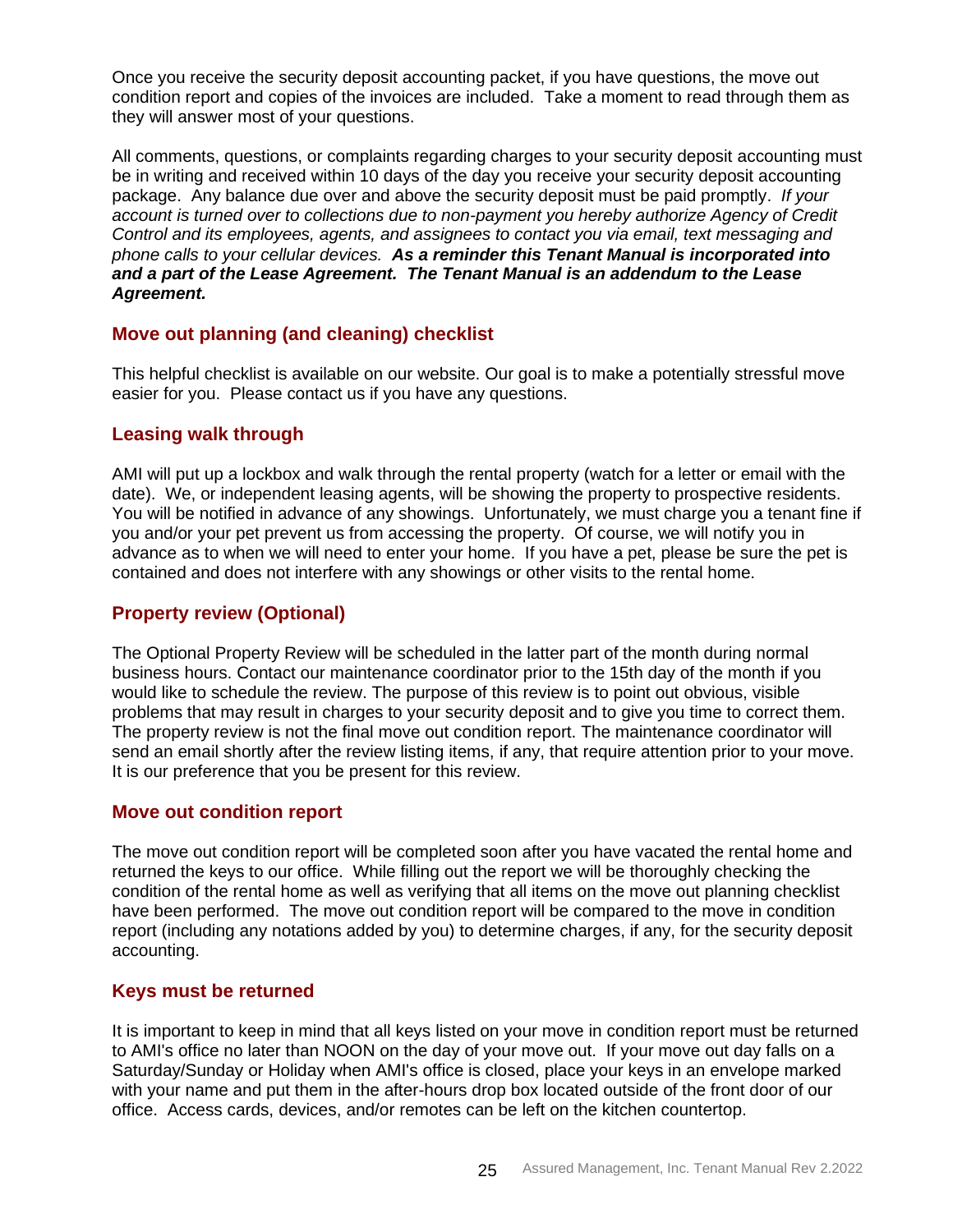Once you receive the security deposit accounting packet, if you have questions, the move out condition report and copies of the invoices are included. Take a moment to read through them as they will answer most of your questions.

All comments, questions, or complaints regarding charges to your security deposit accounting must be in writing and received within 10 days of the day you receive your security deposit accounting package. Any balance due over and above the security deposit must be paid promptly. *If your account is turned over to collections due to non-payment you hereby authorize Agency of Credit Control and its employees, agents, and assignees to contact you via email, text messaging and phone calls to your cellular devices.* ***As a reminder this Tenant Manual is incorporated into and a part of the Lease Agreement. The Tenant Manual is an addendum to the Lease Agreement.***

## Move out planning (and cleaning) checklist

This helpful checklist is available on our website. Our goal is to make a potentially stressful move easier for you. Please contact us if you have any questions.

## Leasing walk through

AMI will put up a lockbox and walk through the rental property (watch for a letter or email with the date). We, or independent leasing agents, will be showing the property to prospective residents. You will be notified in advance of any showings. Unfortunately, we must charge you a tenant fine if you and/or your pet prevent us from accessing the property. Of course, we will notify you in advance as to when we will need to enter your home. If you have a pet, please be sure the pet is contained and does not interfere with any showings or other visits to the rental home.

## Property review (Optional)

The Optional Property Review will be scheduled in the latter part of the month during normal business hours. Contact our maintenance coordinator prior to the 15th day of the month if you would like to schedule the review. The purpose of this review is to point out obvious, visible problems that may result in charges to your security deposit and to give you time to correct them. The property review is not the final move out condition report. The maintenance coordinator will send an email shortly after the review listing items, if any, that require attention prior to your move. It is our preference that you be present for this review.

## Move out condition report

The move out condition report will be completed soon after you have vacated the rental home and returned the keys to our office. While filling out the report we will be thoroughly checking the condition of the rental home as well as verifying that all items on the move out planning checklist have been performed. The move out condition report will be compared to the move in condition report (including any notations added by you) to determine charges, if any, for the security deposit accounting.

## Keys must be returned

It is important to keep in mind that all keys listed on your move in condition report must be returned to AMI's office no later than NOON on the day of your move out. If your move out day falls on a Saturday/Sunday or Holiday when AMI's office is closed, place your keys in an envelope marked with your name and put them in the after-hours drop box located outside of the front door of our office. Access cards, devices, and/or remotes can be left on the kitchen countertop.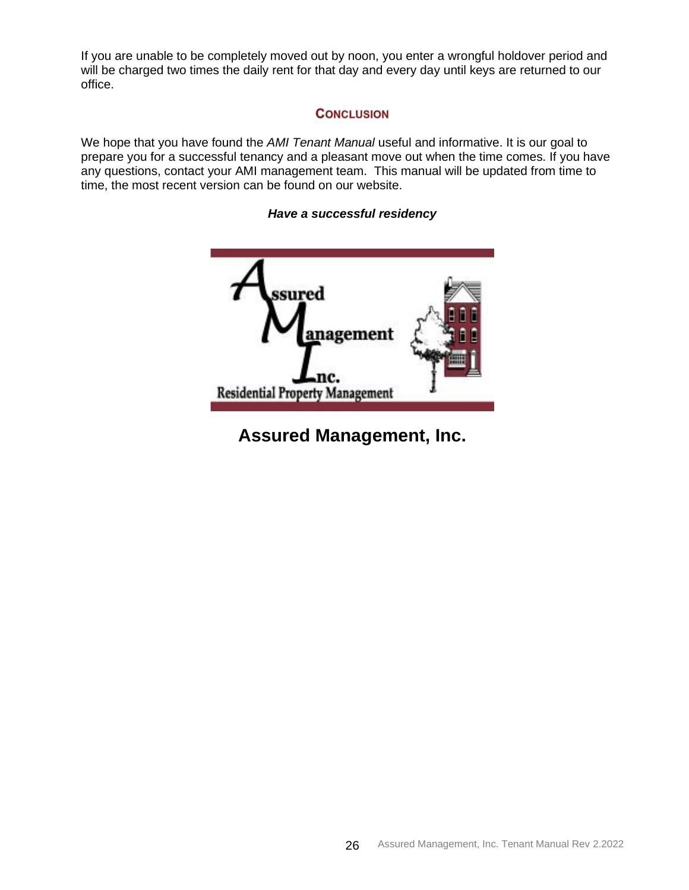If you are unable to be completely moved out by noon, you enter a wrongful holdover period and will be charged two times the daily rent for that day and every day until keys are returned to our office.

## Conclusion

We hope that you have found the *AMI Tenant Manual* useful and informative. It is our goal to prepare you for a successful tenancy and a pleasant move out when the time comes. If you have any questions, contact your AMI management team. This manual will be updated from time to time, the most recent version can be found on our website.

***Have a successful residency***

Assured Management Inc.
Residential Property Management

**Assured Management, Inc.**